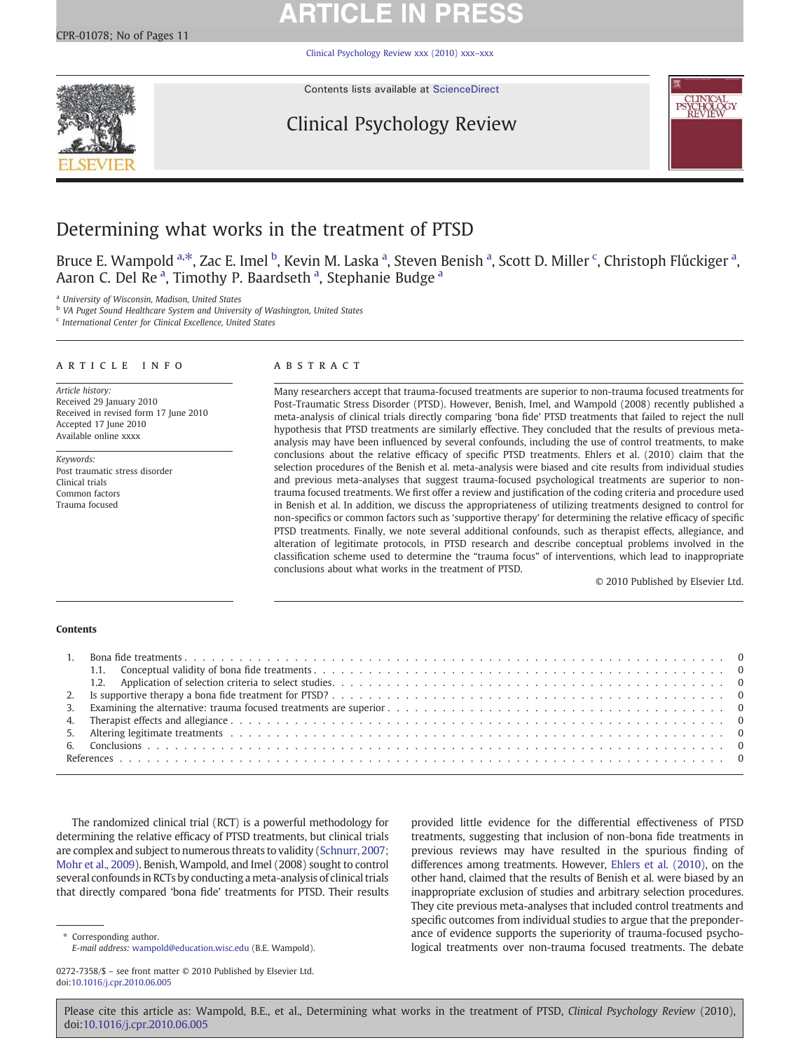# Determining what works in the treatment of PTSD

Bruce E. Wampold [a,*], Zac E. Imel [b], Kevin M. Laska [a], Steven Benish [a], Scott D. Miller [c], Christoph Flűckiger [a], Aaron C. Del Re [a], Timothy P. Baardseth [a], Stephanie Budge [a]

[a] University of Wisconsin, Madison, United States
[b] VA Puget Sound Healthcare System and University of Washington, United States
[c] International Center for Clinical Excellence, United States

## ARTICLE INFO

*Article history:*
Received 29 January 2010
Received in revised form 17 June 2010
Accepted 17 June 2010
Available online xxxx

*Keywords:*
Post traumatic stress disorder
Clinical trials
Common factors
Trauma focused

## ABSTRACT

Many researchers accept that trauma-focused treatments are superior to non-trauma focused treatments for Post-Traumatic Stress Disorder (PTSD). However, Benish, Imel, and Wampold (2008) recently published a meta-analysis of clinical trials directly comparing 'bona fide' PTSD treatments that failed to reject the null hypothesis that PTSD treatments are similarly effective. They concluded that the results of previous meta-analysis may have been influenced by several confounds, including the use of control treatments, to make conclusions about the relative efficacy of specific PTSD treatments. Ehlers et al. (2010) claim that the selection procedures of the Benish et al. meta-analysis were biased and cite results from individual studies and previous meta-analyses that suggest trauma-focused psychological treatments are superior to non-trauma focused treatments. We first offer a review and justification of the coding criteria and procedure used in Benish et al. In addition, we discuss the appropriateness of utilizing treatments designed to control for non-specifics or common factors such as 'supportive therapy' for determining the relative efficacy of specific PTSD treatments. Finally, we note several additional confounds, such as therapist effects, allegiance, and alteration of legitimate protocols, in PTSD research and describe conceptual problems involved in the classification scheme used to determine the "trauma focus" of interventions, which lead to inappropriate conclusions about what works in the treatment of PTSD.

© 2010 Published by Elsevier Ltd.

## Contents

1. Bona fide treatments . . . 0
   1.1. Conceptual validity of bona fide treatments . . . 0
   1.2. Application of selection criteria to select studies. . . . 0
2. Is supportive therapy a bona fide treatment for PTSD? . . . 0
3. Examining the alternative: trauma focused treatments are superior . . . 0
4. Therapist effects and allegiance . . . 0
5. Altering legitimate treatments . . . 0
6. Conclusions . . . 0

References . . . 0

The randomized clinical trial (RCT) is a powerful methodology for determining the relative efficacy of PTSD treatments, but clinical trials are complex and subject to numerous threats to validity (Schnurr, 2007; Mohr et al., 2009). Benish, Wampold, and Imel (2008) sought to control several confounds in RCTs by conducting a meta-analysis of clinical trials that directly compared 'bona fide' treatments for PTSD. Their results provided little evidence for the differential effectiveness of PTSD treatments, suggesting that inclusion of non-bona fide treatments in previous reviews may have resulted in the spurious finding of differences among treatments. However, Ehlers et al. (2010), on the other hand, claimed that the results of Benish et al. were biased by an inappropriate exclusion of studies and arbitrary selection procedures. They cite previous meta-analyses that included control treatments and specific outcomes from individual studies to argue that the preponderance of evidence supports the superiority of trauma-focused psychological treatments over non-trauma focused treatments. The debate

\* Corresponding author.
*E-mail address:* wampold@education.wisc.edu (B.E. Wampold).

0272-7358/$ – see front matter © 2010 Published by Elsevier Ltd.
doi:10.1016/j.cpr.2010.06.005

Please cite this article as: Wampold, B.E., et al., Determining what works in the treatment of PTSD, *Clinical Psychology Review* (2010), doi:10.1016/j.cpr.2010.06.005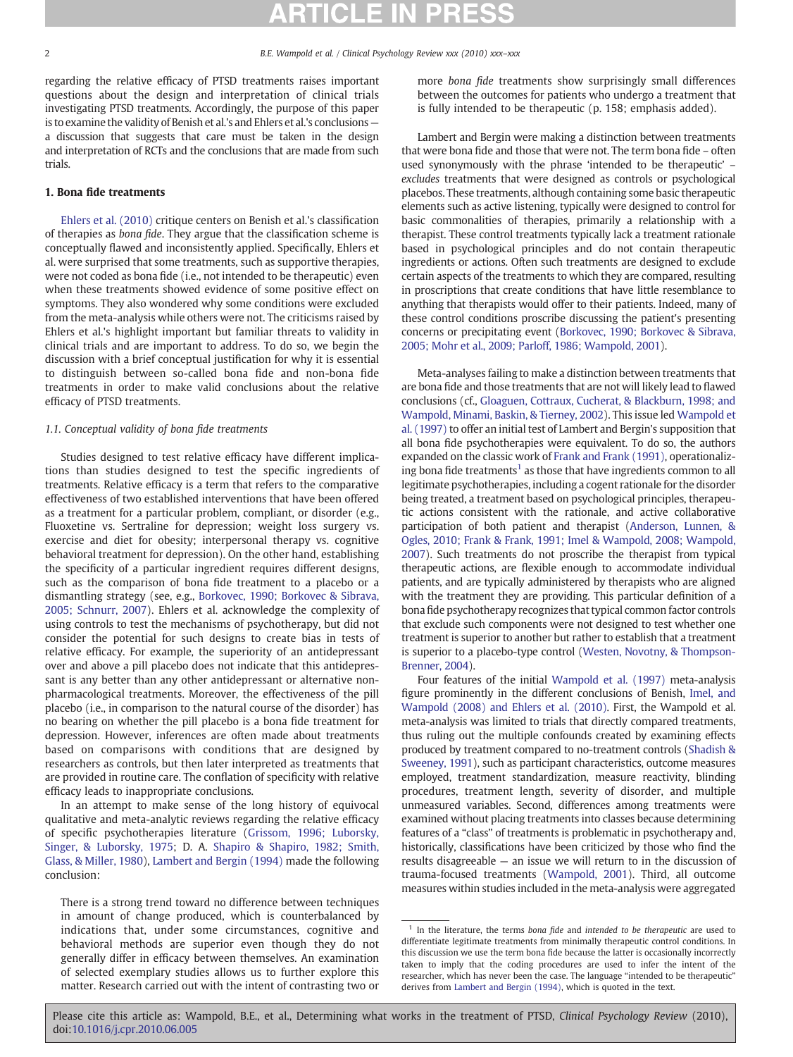regarding the relative efficacy of PTSD treatments raises important questions about the design and interpretation of clinical trials investigating PTSD treatments. Accordingly, the purpose of this paper is to examine the validity of Benish et al.'s and Ehlers et al.'s conclusions — a discussion that suggests that care must be taken in the design and interpretation of RCTs and the conclusions that are made from such trials.

## 1. Bona fide treatments

Ehlers et al. (2010) critique centers on Benish et al.'s classification of therapies as *bona fide*. They argue that the classification scheme is conceptually flawed and inconsistently applied. Specifically, Ehlers et al. were surprised that some treatments, such as supportive therapies, were not coded as bona fide (i.e., not intended to be therapeutic) even when these treatments showed evidence of some positive effect on symptoms. They also wondered why some conditions were excluded from the meta-analysis while others were not. The criticisms raised by Ehlers et al.'s highlight important but familiar threats to validity in clinical trials and are important to address. To do so, we begin the discussion with a brief conceptual justification for why it is essential to distinguish between so-called bona fide and non-bona fide treatments in order to make valid conclusions about the relative efficacy of PTSD treatments.

### 1.1. Conceptual validity of bona fide treatments

Studies designed to test relative efficacy have different implications than studies designed to test the specific ingredients of treatments. Relative efficacy is a term that refers to the comparative effectiveness of two established interventions that have been offered as a treatment for a particular problem, compliant, or disorder (e.g., Fluoxetine vs. Sertraline for depression; weight loss surgery vs. exercise and diet for obesity; interpersonal therapy vs. cognitive behavioral treatment for depression). On the other hand, establishing the specificity of a particular ingredient requires different designs, such as the comparison of bona fide treatment to a placebo or a dismantling strategy (see, e.g., Borkovec, 1990; Borkovec & Sibrava, 2005; Schnurr, 2007). Ehlers et al. acknowledge the complexity of using controls to test the mechanisms of psychotherapy, but did not consider the potential for such designs to create bias in tests of relative efficacy. For example, the superiority of an antidepressant over and above a pill placebo does not indicate that this antidepressant is any better than any other antidepressant or alternative non-pharmacological treatments. Moreover, the effectiveness of the pill placebo (i.e., in comparison to the natural course of the disorder) has no bearing on whether the pill placebo is a bona fide treatment for depression. However, inferences are often made about treatments based on comparisons with conditions that are designed by researchers as controls, but then later interpreted as treatments that are provided in routine care. The conflation of specificity with relative efficacy leads to inappropriate conclusions.

In an attempt to make sense of the long history of equivocal qualitative and meta-analytic reviews regarding the relative efficacy of specific psychotherapies literature (Grissom, 1996; Luborsky, Singer, & Luborsky, 1975; D. A. Shapiro & Shapiro, 1982; Smith, Glass, & Miller, 1980), Lambert and Bergin (1994) made the following conclusion:

> There is a strong trend toward no difference between techniques in amount of change produced, which is counterbalanced by indications that, under some circumstances, cognitive and behavioral methods are superior even though they do not generally differ in efficacy between themselves. An examination of selected exemplary studies allows us to further explore this matter. Research carried out with the intent of contrasting two or more *bona fide* treatments show surprisingly small differences between the outcomes for patients who undergo a treatment that is fully intended to be therapeutic (p. 158; emphasis added).

Lambert and Bergin were making a distinction between treatments that were bona fide and those that were not. The term bona fide – often used synonymously with the phrase 'intended to be therapeutic' – *excludes* treatments that were designed as controls or psychological placebos. These treatments, although containing some basic therapeutic elements such as active listening, typically were designed to control for basic commonalities of therapies, primarily a relationship with a therapist. These control treatments typically lack a treatment rationale based in psychological principles and do not contain therapeutic ingredients or actions. Often such treatments are designed to exclude certain aspects of the treatments to which they are compared, resulting in proscriptions that create conditions that have little resemblance to anything that therapists would offer to their patients. Indeed, many of these control conditions proscribe discussing the patient's presenting concerns or precipitating event (Borkovec, 1990; Borkovec & Sibrava, 2005; Mohr et al., 2009; Parloff, 1986; Wampold, 2001).

Meta-analyses failing to make a distinction between treatments that are bona fide and those treatments that are not will likely lead to flawed conclusions (cf., Gloaguen, Cottraux, Cucherat, & Blackburn, 1998; and Wampold, Minami, Baskin, & Tierney, 2002). This issue led Wampold et al. (1997) to offer an initial test of Lambert and Bergin's supposition that all bona fide psychotherapies were equivalent. To do so, the authors expanded on the classic work of Frank and Frank (1991), operationalizing bona fide treatments[1] as those that have ingredients common to all legitimate psychotherapies, including a cogent rationale for the disorder being treated, a treatment based on psychological principles, therapeutic actions consistent with the rationale, and active collaborative participation of both patient and therapist (Anderson, Lunnen, & Ogles, 2010; Frank & Frank, 1991; Imel & Wampold, 2008; Wampold, 2007). Such treatments do not proscribe the therapist from typical therapeutic actions, are flexible enough to accommodate individual patients, and are typically administered by therapists who are aligned with the treatment they are providing. This particular definition of a bona fide psychotherapy recognizes that typical common factor controls that exclude such components were not designed to test whether one treatment is superior to another but rather to establish that a treatment is superior to a placebo-type control (Westen, Novotny, & Thompson-Brenner, 2004).

Four features of the initial Wampold et al. (1997) meta-analysis figure prominently in the different conclusions of Benish, Imel, and Wampold (2008) and Ehlers et al. (2010). First, the Wampold et al. meta-analysis was limited to trials that directly compared treatments, thus ruling out the multiple confounds created by examining effects produced by treatment compared to no-treatment controls (Shadish & Sweeney, 1991), such as participant characteristics, outcome measures employed, treatment standardization, measure reactivity, blinding procedures, treatment length, severity of disorder, and multiple unmeasured variables. Second, differences among treatments were examined without placing treatments into classes because determining features of a "class" of treatments is problematic in psychotherapy and, historically, classifications have been criticized by those who find the results disagreeable — an issue we will return to in the discussion of trauma-focused treatments (Wampold, 2001). Third, all outcome measures within studies included in the meta-analysis were aggregated

[1] In the literature, the terms *bona fide* and *intended to be therapeutic* are used to differentiate legitimate treatments from minimally therapeutic control conditions. In this discussion we use the term bona fide because the latter is occasionally incorrectly taken to imply that the coding procedures are used to infer the intent of the researcher, which has never been the case. The language "intended to be therapeutic" derives from Lambert and Bergin (1994), which is quoted in the text.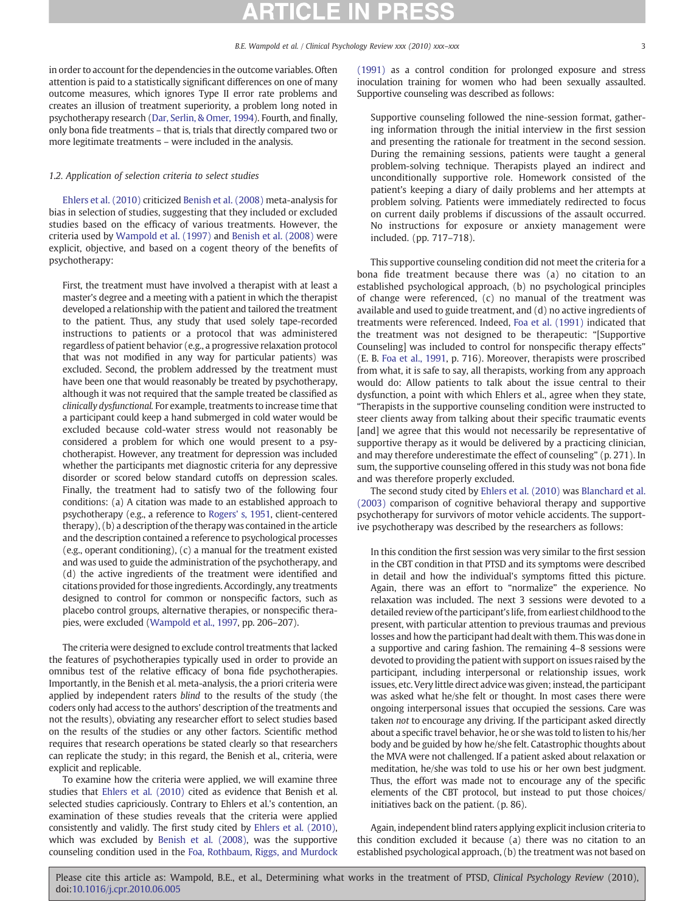in order to account for the dependencies in the outcome variables. Often attention is paid to a statistically significant differences on one of many outcome measures, which ignores Type II error rate problems and creates an illusion of treatment superiority, a problem long noted in psychotherapy research (Dar, Serlin, & Omer, 1994). Fourth, and finally, only bona fide treatments – that is, trials that directly compared two or more legitimate treatments – were included in the analysis.

### 1.2. Application of selection criteria to select studies

Ehlers et al. (2010) criticized Benish et al. (2008) meta-analysis for bias in selection of studies, suggesting that they included or excluded studies based on the efficacy of various treatments. However, the criteria used by Wampold et al. (1997) and Benish et al. (2008) were explicit, objective, and based on a cogent theory of the benefits of psychotherapy:

> First, the treatment must have involved a therapist with at least a master's degree and a meeting with a patient in which the therapist developed a relationship with the patient and tailored the treatment to the patient. Thus, any study that used solely tape-recorded instructions to patients or a protocol that was administered regardless of patient behavior (e.g., a progressive relaxation protocol that was not modified in any way for particular patients) was excluded. Second, the problem addressed by the treatment must have been one that would reasonably be treated by psychotherapy, although it was not required that the sample treated be classified as *clinically dysfunctional*. For example, treatments to increase time that a participant could keep a hand submerged in cold water would be excluded because cold-water stress would not reasonably be considered a problem for which one would present to a psychotherapist. However, any treatment for depression was included whether the participants met diagnostic criteria for any depressive disorder or scored below standard cutoffs on depression scales. Finally, the treatment had to satisfy two of the following four conditions: (a) A citation was made to an established approach to psychotherapy (e.g., a reference to Rogers' s, 1951, client-centered therapy), (b) a description of the therapy was contained in the article and the description contained a reference to psychological processes (e.g., operant conditioning), (c) a manual for the treatment existed and was used to guide the administration of the psychotherapy, and (d) the active ingredients of the treatment were identified and citations provided for those ingredients. Accordingly, any treatments designed to control for common or nonspecific factors, such as placebo control groups, alternative therapies, or nonspecific therapies, were excluded (Wampold et al., 1997, pp. 206–207).

The criteria were designed to exclude control treatments that lacked the features of psychotherapies typically used in order to provide an omnibus test of the relative efficacy of bona fide psychotherapies. Importantly, in the Benish et al. meta-analysis, the a priori criteria were applied by independent raters *blind* to the results of the study (the coders only had access to the authors' description of the treatments and not the results), obviating any researcher effort to select studies based on the results of the studies or any other factors. Scientific method requires that research operations be stated clearly so that researchers can replicate the study; in this regard, the Benish et al., criteria, were explicit and replicable.

To examine how the criteria were applied, we will examine three studies that Ehlers et al. (2010) cited as evidence that Benish et al. selected studies capriciously. Contrary to Ehlers et al.'s contention, an examination of these studies reveals that the criteria were applied consistently and validly. The first study cited by Ehlers et al. (2010), which was excluded by Benish et al. (2008), was the supportive counseling condition used in the Foa, Rothbaum, Riggs, and Murdock (1991) as a control condition for prolonged exposure and stress inoculation training for women who had been sexually assaulted. Supportive counseling was described as follows:

> Supportive counseling followed the nine-session format, gathering information through the initial interview in the first session and presenting the rationale for treatment in the second session. During the remaining sessions, patients were taught a general problem-solving technique. Therapists played an indirect and unconditionally supportive role. Homework consisted of the patient's keeping a diary of daily problems and her attempts at problem solving. Patients were immediately redirected to focus on current daily problems if discussions of the assault occurred. No instructions for exposure or anxiety management were included. (pp. 717–718).

This supportive counseling condition did not meet the criteria for a bona fide treatment because there was (a) no citation to an established psychological approach, (b) no psychological principles of change were referenced, (c) no manual of the treatment was available and used to guide treatment, and (d) no active ingredients of treatments were referenced. Indeed, Foa et al. (1991) indicated that the treatment was not designed to be therapeutic: "[Supportive Counseling] was included to control for nonspecific therapy effects" (E. B. Foa et al., 1991, p. 716). Moreover, therapists were proscribed from what, it is safe to say, all therapists, working from any approach would do: Allow patients to talk about the issue central to their dysfunction, a point with which Ehlers et al., agree when they state, "Therapists in the supportive counseling condition were instructed to steer clients away from talking about their specific traumatic events [and] we agree that this would not necessarily be representative of supportive therapy as it would be delivered by a practicing clinician, and may therefore underestimate the effect of counseling" (p. 271). In sum, the supportive counseling offered in this study was not bona fide and was therefore properly excluded.

The second study cited by Ehlers et al. (2010) was Blanchard et al. (2003) comparison of cognitive behavioral therapy and supportive psychotherapy for survivors of motor vehicle accidents. The supportive psychotherapy was described by the researchers as follows:

> In this condition the first session was very similar to the first session in the CBT condition in that PTSD and its symptoms were described in detail and how the individual's symptoms fitted this picture. Again, there was an effort to "normalize" the experience. No relaxation was included. The next 3 sessions were devoted to a detailed review of the participant's life, from earliest childhood to the present, with particular attention to previous traumas and previous losses and how the participant had dealt with them. This was done in a supportive and caring fashion. The remaining 4–8 sessions were devoted to providing the patient with support on issues raised by the participant, including interpersonal or relationship issues, work issues, etc. Very little direct advice was given; instead, the participant was asked what he/she felt or thought. In most cases there were ongoing interpersonal issues that occupied the sessions. Care was taken *not* to encourage any driving. If the participant asked directly about a specific travel behavior, he or she was told to listen to his/her body and be guided by how he/she felt. Catastrophic thoughts about the MVA were not challenged. If a patient asked about relaxation or meditation, he/she was told to use his or her own best judgment. Thus, the effort was made not to encourage any of the specific elements of the CBT protocol, but instead to put those choices/initiatives back on the patient. (p. 86).

Again, independent blind raters applying explicit inclusion criteria to this condition excluded it because (a) there was no citation to an established psychological approach, (b) the treatment was not based on

Please cite this article as: Wampold, B.E., et al., Determining what works in the treatment of PTSD, *Clinical Psychology Review* (2010), doi:10.1016/j.cpr.2010.06.005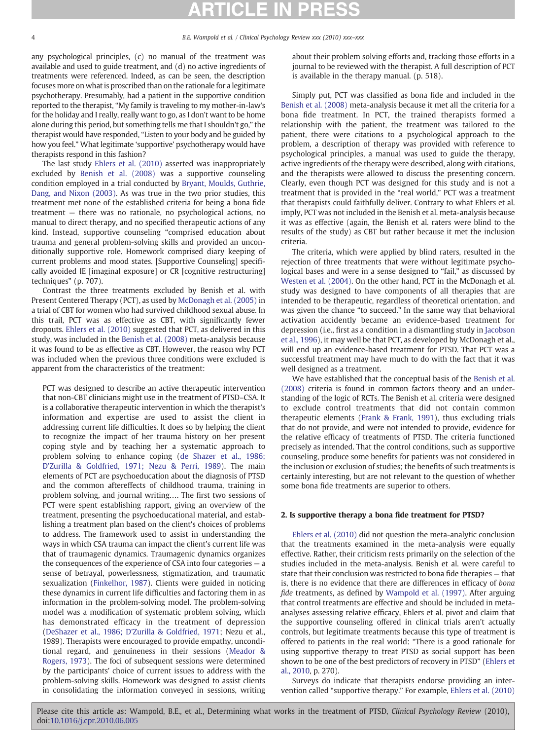any psychological principles, (c) no manual of the treatment was available and used to guide treatment, and (d) no active ingredients of treatments were referenced. Indeed, as can be seen, the description focuses more on what is proscribed than on the rationale for a legitimate psychotherapy. Presumably, had a patient in the supportive condition reported to the therapist, "My family is traveling to my mother-in-law's for the holiday and I really, really want to go, as I don't want to be home alone during this period, but something tells me that I shouldn't go," the therapist would have responded, "Listen to your body and be guided by how you feel." What legitimate 'supportive' psychotherapy would have therapists respond in this fashion?

The last study Ehlers et al. (2010) asserted was inappropriately excluded by Benish et al. (2008) was a supportive counseling condition employed in a trial conducted by Bryant, Moulds, Guthrie, Dang, and Nixon (2003). As was true in the two prior studies, this treatment met none of the established criteria for being a bona fide treatment — there was no rationale, no psychological actions, no manual to direct therapy, and no specified therapeutic actions of any kind. Instead, supportive counseling "comprised education about trauma and general problem-solving skills and provided an unconditionally supportive role. Homework comprised diary keeping of current problems and mood states. [Supportive Counseling] specifically avoided IE [imaginal exposure] or CR [cognitive restructuring] techniques" (p. 707).

Contrast the three treatments excluded by Benish et al. with Present Centered Therapy (PCT), as used by McDonagh et al. (2005) in a trial of CBT for women who had survived childhood sexual abuse. In this trail, PCT was as effective as CBT, with significantly fewer dropouts. Ehlers et al. (2010) suggested that PCT, as delivered in this study, was included in the Benish et al. (2008) meta-analysis because it was found to be as effective as CBT. However, the reason why PCT was included when the previous three conditions were excluded is apparent from the characteristics of the treatment:

> PCT was designed to describe an active therapeutic intervention that non-CBT clinicians might use in the treatment of PTSD–CSA. It is a collaborative therapeutic intervention in which the therapist's information and expertise are used to assist the client in addressing current life difficulties. It does so by helping the client to recognize the impact of her trauma history on her present coping style and by teaching her a systematic approach to problem solving to enhance coping (de Shazer et al., 1986; D'Zurilla & Goldfried, 1971; Nezu & Perri, 1989). The main elements of PCT are psychoeducation about the diagnosis of PTSD and the common aftereffects of childhood trauma, training in problem solving, and journal writing.… The first two sessions of PCT were spent establishing rapport, giving an overview of the treatment, presenting the psychoeducational material, and establishing a treatment plan based on the client's choices of problems to address. The framework used to assist in understanding the ways in which CSA trauma can impact the client's current life was that of traumagenic dynamics. Traumagenic dynamics organizes the consequences of the experience of CSA into four categories — a sense of betrayal, powerlessness, stigmatization, and traumatic sexualization (Finkelhor, 1987). Clients were guided in noticing these dynamics in current life difficulties and factoring them in as information in the problem-solving model. The problem-solving model was a modification of systematic problem solving, which has demonstrated efficacy in the treatment of depression (DeShazer et al., 1986; D'Zurilla & Goldfried, 1971; Nezu et al., 1989). Therapists were encouraged to provide empathy, unconditional regard, and genuineness in their sessions (Meador & Rogers, 1973). The foci of subsequent sessions were determined by the participants' choice of current issues to address with the problem-solving skills. Homework was designed to assist clients in consolidating the information conveyed in sessions, writing about their problem solving efforts and, tracking those efforts in a journal to be reviewed with the therapist. A full description of PCT is available in the therapy manual. (p. 518).

Simply put, PCT was classified as bona fide and included in the Benish et al. (2008) meta-analysis because it met all the criteria for a bona fide treatment. In PCT, the trained therapists formed a relationship with the patient, the treatment was tailored to the patient, there were citations to a psychological approach to the problem, a description of therapy was provided with reference to psychological principles, a manual was used to guide the therapy, active ingredients of the therapy were described, along with citations, and the therapists were allowed to discuss the presenting concern. Clearly, even though PCT was designed for this study and is not a treatment that is provided in the "real world," PCT was a treatment that therapists could faithfully deliver. Contrary to what Ehlers et al. imply, PCT was not included in the Benish et al. meta-analysis because it was as effective (again, the Benish et al. raters were blind to the results of the study) as CBT but rather because it met the inclusion criteria.

The criteria, which were applied by blind raters, resulted in the rejection of three treatments that were without legitimate psychological bases and were in a sense designed to "fail," as discussed by Westen et al. (2004). On the other hand, PCT in the McDonagh et al. study was designed to have components of all therapies that are intended to be therapeutic, regardless of theoretical orientation, and was given the chance "to succeed." In the same way that behavioral activation accidently became an evidence-based treatment for depression (i.e., first as a condition in a dismantling study in Jacobson et al., 1996), it may well be that PCT, as developed by McDonagh et al., will end up an evidence-based treatment for PTSD. That PCT was a successful treatment may have much to do with the fact that it was well designed as a treatment.

We have established that the conceptual basis of the Benish et al. (2008) criteria is found in common factors theory and an understanding of the logic of RCTs. The Benish et al. criteria were designed to exclude control treatments that did not contain common therapeutic elements (Frank & Frank, 1991), thus excluding trials that do not provide, and were not intended to provide, evidence for the relative efficacy of treatments of PTSD. The criteria functioned precisely as intended. That the control conditions, such as supportive counseling, produce some benefits for patients was not considered in the inclusion or exclusion of studies; the benefits of such treatments is certainly interesting, but are not relevant to the question of whether some bona fide treatments are superior to others.

## 2. Is supportive therapy a bona fide treatment for PTSD?

Ehlers et al. (2010) did not question the meta-analytic conclusion that the treatments examined in the meta-analysis were equally effective. Rather, their criticism rests primarily on the selection of the studies included in the meta-analysis. Benish et al. were careful to state that their conclusion was restricted to bona fide therapies — that is, there is no evidence that there are differences in efficacy of *bona fide* treatments, as defined by Wampold et al. (1997). After arguing that control treatments are effective and should be included in meta-analyses assessing relative efficacy, Ehlers et al. pivot and claim that the supportive counseling offered in clinical trials aren't actually controls, but legitimate treatments because this type of treatment is offered to patients in the real world: "There is a good rationale for using supportive therapy to treat PTSD as social support has been shown to be one of the best predictors of recovery in PTSD" (Ehlers et al., 2010, p. 270).

Surveys do indicate that therapists endorse providing an intervention called "supportive therapy." For example, Ehlers et al. (2010)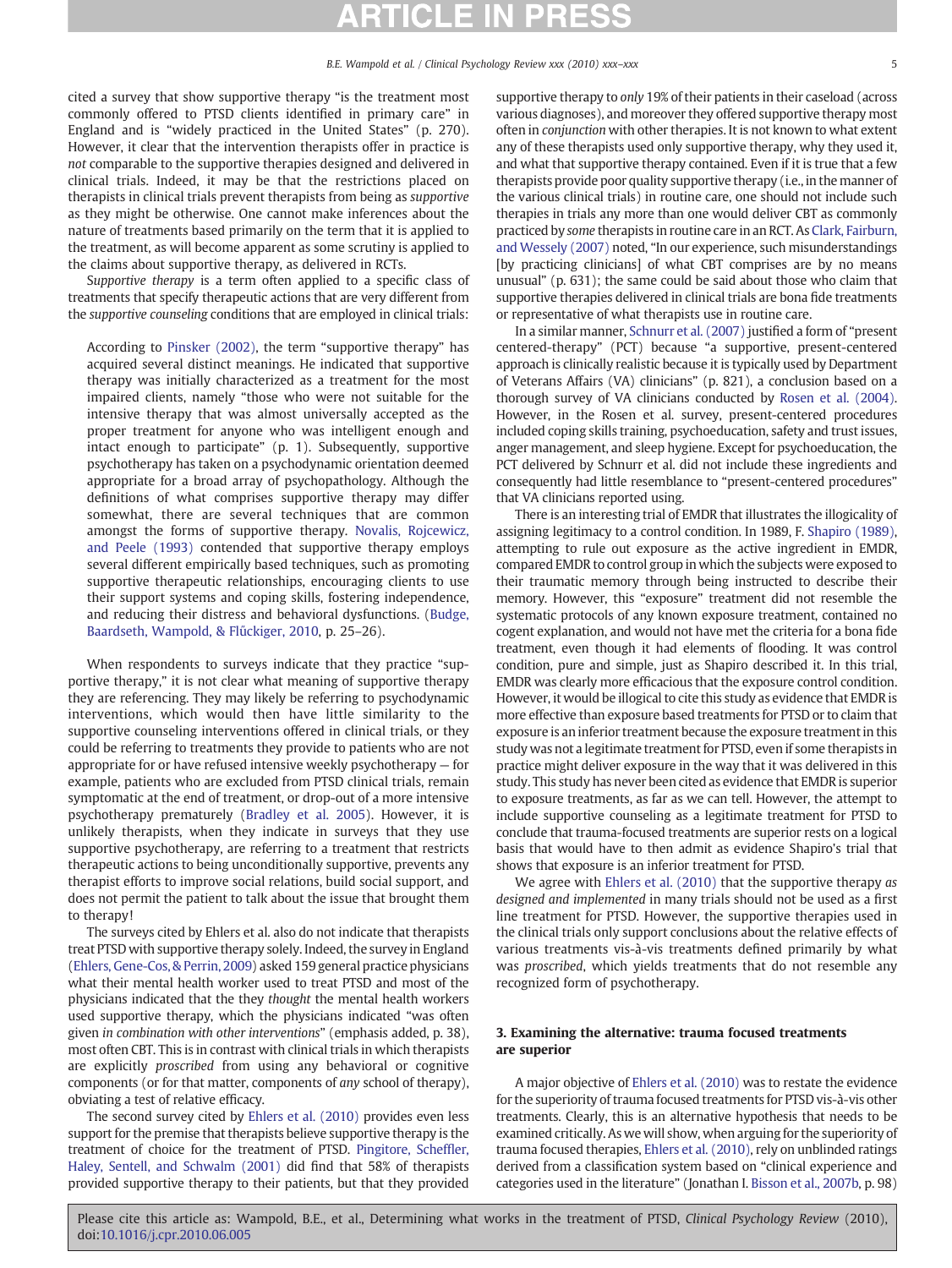cited a survey that show supportive therapy "is the treatment most commonly offered to PTSD clients identified in primary care" in England and is "widely practiced in the United States" (p. 270). However, it clear that the intervention therapists offer in practice is *not* comparable to the supportive therapies designed and delivered in clinical trials. Indeed, it may be that the restrictions placed on therapists in clinical trials prevent therapists from being as *supportive* as they might be otherwise. One cannot make inferences about the nature of treatments based primarily on the term that it is applied to the treatment, as will become apparent as some scrutiny is applied to the claims about supportive therapy, as delivered in RCTs.

*Supportive therapy* is a term often applied to a specific class of treatments that specify therapeutic actions that are very different from the *supportive counseling* conditions that are employed in clinical trials:

> According to Pinsker (2002), the term "supportive therapy" has acquired several distinct meanings. He indicated that supportive therapy was initially characterized as a treatment for the most impaired clients, namely "those who were not suitable for the intensive therapy that was almost universally accepted as the proper treatment for anyone who was intelligent enough and intact enough to participate" (p. 1). Subsequently, supportive psychotherapy has taken on a psychodynamic orientation deemed appropriate for a broad array of psychopathology. Although the definitions of what comprises supportive therapy may differ somewhat, there are several techniques that are common amongst the forms of supportive therapy. Novalis, Rojcewicz, and Peele (1993) contended that supportive therapy employs several different empirically based techniques, such as promoting supportive therapeutic relationships, encouraging clients to use their support systems and coping skills, fostering independence, and reducing their distress and behavioral dysfunctions. (Budge, Baardseth, Wampold, & Flűckiger, 2010, p. 25–26).

When respondents to surveys indicate that they practice "supportive therapy," it is not clear what meaning of supportive therapy they are referencing. They may likely be referring to psychodynamic interventions, which would then have little similarity to the supportive counseling interventions offered in clinical trials, or they could be referring to treatments they provide to patients who are not appropriate for or have refused intensive weekly psychotherapy — for example, patients who are excluded from PTSD clinical trials, remain symptomatic at the end of treatment, or drop-out of a more intensive psychotherapy prematurely (Bradley et al. 2005). However, it is unlikely therapists, when they indicate in surveys that they use supportive psychotherapy, are referring to a treatment that restricts therapeutic actions to being unconditionally supportive, prevents any therapist efforts to improve social relations, build social support, and does not permit the patient to talk about the issue that brought them to therapy!

The surveys cited by Ehlers et al. also do not indicate that therapists treat PTSD with supportive therapy solely. Indeed, the survey in England (Ehlers, Gene-Cos, & Perrin, 2009) asked 159 general practice physicians what their mental health worker used to treat PTSD and most of the physicians indicated that the they *thought* the mental health workers used supportive therapy, which the physicians indicated "was often given *in combination with other interventions*" (emphasis added, p. 38), most often CBT. This is in contrast with clinical trials in which therapists are explicitly *proscribed* from using any behavioral or cognitive components (or for that matter, components of *any* school of therapy), obviating a test of relative efficacy.

The second survey cited by Ehlers et al. (2010) provides even less support for the premise that therapists believe supportive therapy is the treatment of choice for the treatment of PTSD. Pingitore, Scheffler, Haley, Sentell, and Schwalm (2001) did find that 58% of therapists provided supportive therapy to their patients, but that they provided supportive therapy to *only* 19% of their patients in their caseload (across various diagnoses), and moreover they offered supportive therapy most often in *conjunction* with other therapies. It is not known to what extent any of these therapists used only supportive therapy, why they used it, and what that supportive therapy contained. Even if it is true that a few therapists provide poor quality supportive therapy (i.e., in the manner of the various clinical trials) in routine care, one should not include such therapies in trials any more than one would deliver CBT as commonly practiced by *some* therapists in routine care in an RCT. As Clark, Fairburn, and Wessely (2007) noted, "In our experience, such misunderstandings [by practicing clinicians] of what CBT comprises are by no means unusual" (p. 631); the same could be said about those who claim that supportive therapies delivered in clinical trials are bona fide treatments or representative of what therapists use in routine care.

In a similar manner, Schnurr et al. (2007) justified a form of "present centered-therapy" (PCT) because "a supportive, present-centered approach is clinically realistic because it is typically used by Department of Veterans Affairs (VA) clinicians" (p. 821), a conclusion based on a thorough survey of VA clinicians conducted by Rosen et al. (2004). However, in the Rosen et al. survey, present-centered procedures included coping skills training, psychoeducation, safety and trust issues, anger management, and sleep hygiene. Except for psychoeducation, the PCT delivered by Schnurr et al. did not include these ingredients and consequently had little resemblance to "present-centered procedures" that VA clinicians reported using.

There is an interesting trial of EMDR that illustrates the illogicality of assigning legitimacy to a control condition. In 1989, F. Shapiro (1989), attempting to rule out exposure as the active ingredient in EMDR, compared EMDR to control group in which the subjects were exposed to their traumatic memory through being instructed to describe their memory. However, this "exposure" treatment did not resemble the systematic protocols of any known exposure treatment, contained no cogent explanation, and would not have met the criteria for a bona fide treatment, even though it had elements of flooding. It was control condition, pure and simple, just as Shapiro described it. In this trial, EMDR was clearly more efficacious that the exposure control condition. However, it would be illogical to cite this study as evidence that EMDR is more effective than exposure based treatments for PTSD or to claim that exposure is an inferior treatment because the exposure treatment in this study was not a legitimate treatment for PTSD, even if some therapists in practice might deliver exposure in the way that it was delivered in this study. This study has never been cited as evidence that EMDR is superior to exposure treatments, as far as we can tell. However, the attempt to include supportive counseling as a legitimate treatment for PTSD to conclude that trauma-focused treatments are superior rests on a logical basis that would have to then admit as evidence Shapiro's trial that shows that exposure is an inferior treatment for PTSD.

We agree with Ehlers et al. (2010) that the supportive therapy *as designed and implemented* in many trials should not be used as a first line treatment for PTSD. However, the supportive therapies used in the clinical trials only support conclusions about the relative effects of various treatments vis-à-vis treatments defined primarily by what was *proscribed*, which yields treatments that do not resemble any recognized form of psychotherapy.

## 3. Examining the alternative: trauma focused treatments are superior

A major objective of Ehlers et al. (2010) was to restate the evidence for the superiority of trauma focused treatments for PTSD vis-à-vis other treatments. Clearly, this is an alternative hypothesis that needs to be examined critically. As we will show, when arguing for the superiority of trauma focused therapies, Ehlers et al. (2010), rely on unblinded ratings derived from a classification system based on "clinical experience and categories used in the literature" (Jonathan I. Bisson et al., 2007b, p. 98)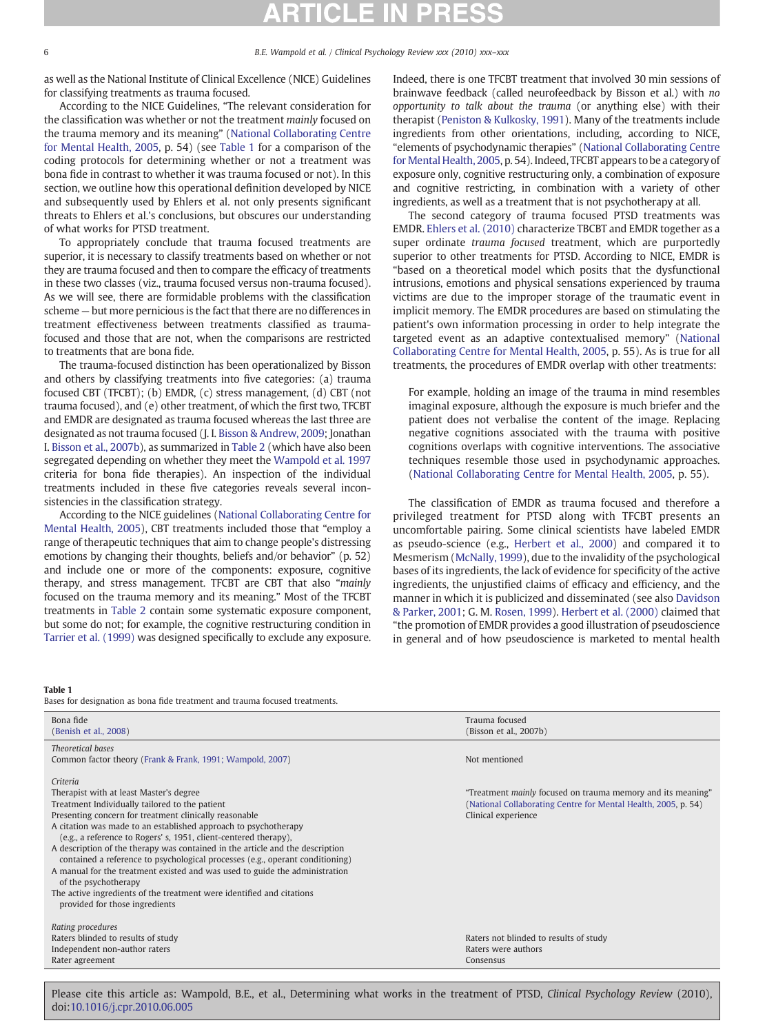as well as the National Institute of Clinical Excellence (NICE) Guidelines for classifying treatments as trauma focused.

According to the NICE Guidelines, "The relevant consideration for the classification was whether or not the treatment *mainly* focused on the trauma memory and its meaning" (National Collaborating Centre for Mental Health, 2005, p. 54) (see Table 1 for a comparison of the coding protocols for determining whether or not a treatment was bona fide in contrast to whether it was trauma focused or not). In this section, we outline how this operational definition developed by NICE and subsequently used by Ehlers et al. not only presents significant threats to Ehlers et al.'s conclusions, but obscures our understanding of what works for PTSD treatment.

To appropriately conclude that trauma focused treatments are superior, it is necessary to classify treatments based on whether or not they are trauma focused and then to compare the efficacy of treatments in these two classes (viz., trauma focused versus non-trauma focused). As we will see, there are formidable problems with the classification scheme — but more pernicious is the fact that there are no differences in treatment effectiveness between treatments classified as trauma-focused and those that are not, when the comparisons are restricted to treatments that are bona fide.

The trauma-focused distinction has been operationalized by Bisson and others by classifying treatments into five categories: (a) trauma focused CBT (TFCBT); (b) EMDR, (c) stress management, (d) CBT (not trauma focused), and (e) other treatment, of which the first two, TFCBT and EMDR are designated as trauma focused whereas the last three are designated as not trauma focused (J. I. Bisson & Andrew, 2009; Jonathan I. Bisson et al., 2007b), as summarized in Table 2 (which have also been segregated depending on whether they meet the Wampold et al. 1997 criteria for bona fide therapies). An inspection of the individual treatments included in these five categories reveals several inconsistencies in the classification strategy.

According to the NICE guidelines (National Collaborating Centre for Mental Health, 2005), CBT treatments included those that "employ a range of therapeutic techniques that aim to change people's distressing emotions by changing their thoughts, beliefs and/or behavior" (p. 52) and include one or more of the components: exposure, cognitive therapy, and stress management. TFCBT are CBT that also "*mainly* focused on the trauma memory and its meaning." Most of the TFCBT treatments in Table 2 contain some systematic exposure component, but some do not; for example, the cognitive restructuring condition in Tarrier et al. (1999) was designed specifically to exclude any exposure. Indeed, there is one TFCBT treatment that involved 30 min sessions of brainwave feedback (called neurofeedback by Bisson et al.) with *no opportunity to talk about the trauma* (or anything else) with their therapist (Peniston & Kulkosky, 1991). Many of the treatments include ingredients from other orientations, including, according to NICE, "elements of psychodynamic therapies" (National Collaborating Centre for Mental Health, 2005, p. 54). Indeed, TFCBT appears to be a category of exposure only, cognitive restructuring only, a combination of exposure and cognitive restricting, in combination with a variety of other ingredients, as well as a treatment that is not psychotherapy at all.

The second category of trauma focused PTSD treatments was EMDR. Ehlers et al. (2010) characterize TBCBT and EMDR together as a super ordinate *trauma focused* treatment, which are purportedly superior to other treatments for PTSD. According to NICE, EMDR is "based on a theoretical model which posits that the dysfunctional intrusions, emotions and physical sensations experienced by trauma victims are due to the improper storage of the traumatic event in implicit memory. The EMDR procedures are based on stimulating the patient's own information processing in order to help integrate the targeted event as an adaptive contextualised memory" (National Collaborating Centre for Mental Health, 2005, p. 55). As is true for all treatments, the procedures of EMDR overlap with other treatments:

> For example, holding an image of the trauma in mind resembles imaginal exposure, although the exposure is much briefer and the patient does not verbalise the content of the image. Replacing negative cognitions associated with the trauma with positive cognitions overlaps with cognitive interventions. The associative techniques resemble those used in psychodynamic approaches. (National Collaborating Centre for Mental Health, 2005, p. 55).

The classification of EMDR as trauma focused and therefore a privileged treatment for PTSD along with TFCBT presents an uncomfortable pairing. Some clinical scientists have labeled EMDR as pseudo-science (e.g., Herbert et al., 2000) and compared it to Mesmerism (McNally, 1999), due to the invalidity of the psychological bases of its ingredients, the lack of evidence for specificity of the active ingredients, the unjustified claims of efficacy and efficiency, and the manner in which it is publicized and disseminated (see also Davidson & Parker, 2001; G. M. Rosen, 1999). Herbert et al. (2000) claimed that "the promotion of EMDR provides a good illustration of pseudoscience in general and of how pseudoscience is marketed to mental health

**Table 1**
Bases for designation as bona fide treatment and trauma focused treatments.

| Bona fide (Benish et al., 2008) | Trauma focused (Bisson et al., 2007b) |
|---|---|
| *Theoretical bases* | |
| Common factor theory (Frank & Frank, 1991; Wampold, 2007) | Not mentioned |
| *Criteria* | |
| Therapist with at least Master's degree | "Treatment *mainly* focused on trauma memory and its meaning" (National Collaborating Centre for Mental Health, 2005, p. 54) |
| Treatment Individually tailored to the patient | |
| Presenting concern for treatment clinically reasonable | Clinical experience |
| A citation was made to an established approach to psychotherapy (e.g., a reference to Rogers' s, 1951, client-centered therapy), | |
| A description of the therapy was contained in the article and the description contained a reference to psychological processes (e.g., operant conditioning) | |
| A manual for the treatment existed and was used to guide the administration of the psychotherapy | |
| The active ingredients of the treatment were identified and citations provided for those ingredients | |
| *Rating procedures* | |
| Raters blinded to results of study | Raters not blinded to results of study |
| Independent non-author raters | Raters were authors |
| Rater agreement | Consensus |

Please cite this article as: Wampold, B.E., et al., Determining what works in the treatment of PTSD, *Clinical Psychology Review* (2010), doi:10.1016/j.cpr.2010.06.005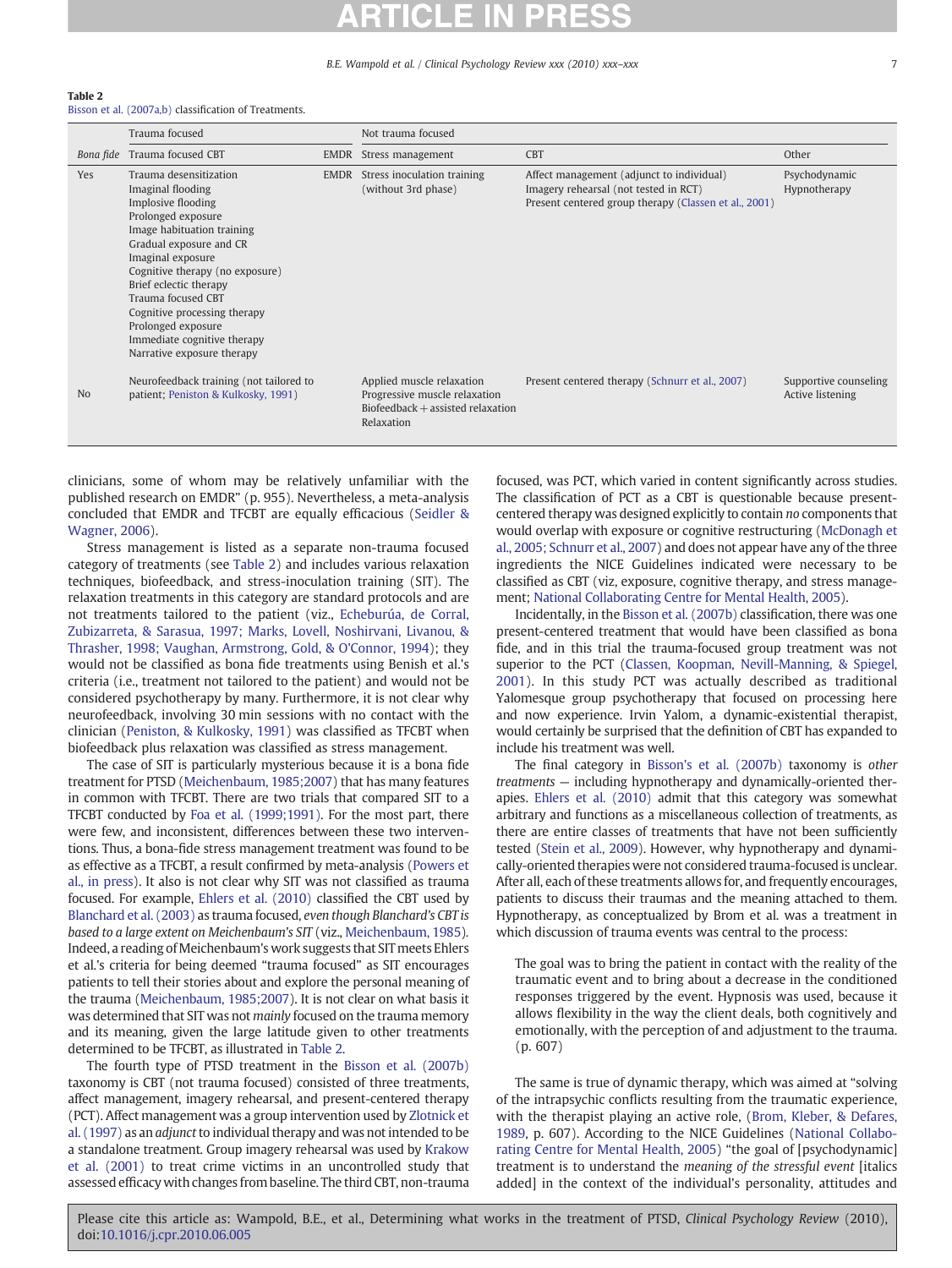**Table 2**
Bisson et al. (2007a,b) classification of Treatments.

| | Trauma focused | | Not trauma focused | | |
|---|---|---|---|---|---|
| *Bona fide* | Trauma focused CBT | EMDR | Stress management | CBT | Other |
| Yes | Trauma desensitization<br>Imaginal flooding<br>Implosive flooding<br>Prolonged exposure<br>Image habituation training<br>Gradual exposure and CR<br>Imaginal exposure<br>Cognitive therapy (no exposure)<br>Brief eclectic therapy<br>Trauma focused CBT<br>Cognitive processing therapy<br>Prolonged exposure<br>Immediate cognitive therapy<br>Narrative exposure therapy | EMDR | Stress inoculation training (without 3rd phase) | Affect management (adjunct to individual)<br>Imagery rehearsal (not tested in RCT)<br>Present centered group therapy (Classen et al., 2001) | Psychodynamic<br>Hypnotherapy |
| No | Neurofeedback training (not tailored to patient; Peniston & Kulkosky, 1991) | | Applied muscle relaxation<br>Progressive muscle relaxation<br>Biofeedback + assisted relaxation<br>Relaxation | Present centered therapy (Schnurr et al., 2007) | Supportive counseling<br>Active listening |

clinicians, some of whom may be relatively unfamiliar with the published research on EMDR" (p. 955). Nevertheless, a meta-analysis concluded that EMDR and TFCBT are equally efficacious (Seidler & Wagner, 2006).

Stress management is listed as a separate non-trauma focused category of treatments (see Table 2) and includes various relaxation techniques, biofeedback, and stress-inoculation training (SIT). The relaxation treatments in this category are standard protocols and are not treatments tailored to the patient (viz., Echeburúa, de Corral, Zubizarreta, & Sarasua, 1997; Marks, Lovell, Noshirvani, Livanou, & Thrasher, 1998; Vaughan, Armstrong, Gold, & O'Connor, 1994); they would not be classified as bona fide treatments using Benish et al.'s criteria (i.e., treatment not tailored to the patient) and would not be considered psychotherapy by many. Furthermore, it is not clear why neurofeedback, involving 30 min sessions with no contact with the clinician (Peniston, & Kulkosky, 1991) was classified as TFCBT when biofeedback plus relaxation was classified as stress management.

The case of SIT is particularly mysterious because it is a bona fide treatment for PTSD (Meichenbaum, 1985;2007) that has many features in common with TFCBT. There are two trials that compared SIT to a TFCBT conducted by Foa et al. (1999;1991). For the most part, there were few, and inconsistent, differences between these two interventions. Thus, a bona-fide stress management treatment was found to be as effective as a TFCBT, a result confirmed by meta-analysis (Powers et al., in press). It also is not clear why SIT was not classified as trauma focused. For example, Ehlers et al. (2010) classified the CBT used by Blanchard et al. (2003) as trauma focused, *even though Blanchard's CBT is based to a large extent on Meichenbaum's SIT* (viz., Meichenbaum, 1985). Indeed, a reading of Meichenbaum's work suggests that SIT meets Ehlers et al.'s criteria for being deemed "trauma focused" as SIT encourages patients to tell their stories about and explore the personal meaning of the trauma (Meichenbaum, 2007). It is not clear on what basis it was determined that SIT was not *mainly* focused on the trauma memory and its meaning, given the large latitude given to other treatments determined to be TFCBT, as illustrated in Table 2.

The fourth type of PTSD treatment in the Bisson et al. (2007b) taxonomy is CBT (not trauma focused) consisted of three treatments, affect management, imagery rehearsal, and present-centered therapy (PCT). Affect management was a group intervention used by Zlotnick et al. (1997) as an *adjunct* to individual therapy and was not intended to be a standalone treatment. Group imagery rehearsal was used by Krakow et al. (2001) to treat crime victims in an uncontrolled study that assessed efficacy with changes from baseline. The third CBT, non-trauma focused, was PCT, which varied in content significantly across studies. The classification of PCT as a CBT is questionable because present-centered therapy was designed explicitly to contain *no* components that would overlap with exposure or cognitive restructuring (McDonagh et al., 2005; Schnurr et al., 2007) and does not appear have any of the three ingredients the NICE Guidelines indicated were necessary to be classified as CBT (viz, exposure, cognitive therapy, and stress management; National Collaborating Centre for Mental Health, 2005).

Incidentally, in the Bisson et al. (2007b) classification, there was one present-centered treatment that would have been classified as bona fide, and in this trial the trauma-focused group treatment was not superior to the PCT (Classen, Koopman, Nevill-Manning, & Spiegel, 2001). In this study PCT was actually described as traditional Yalomesque group psychotherapy that focused on processing here and now experience. Irvin Yalom, a dynamic-existential therapist, would certainly be surprised that the definition of CBT has expanded to include his treatment was well.

The final category in Bisson's et al. (2007b) taxonomy is *other treatments* — including hypnotherapy and dynamically-oriented therapies. Ehlers et al. (2010) admit that this category was somewhat arbitrary and functions as a miscellaneous collection of treatments, as there are entire classes of treatments that have not been sufficiently tested (Stein et al., 2009). However, why hypnotherapy and dynamically-oriented therapies were not considered trauma-focused is unclear. After all, each of these treatments allows for, and frequently encourages, patients to discuss their traumas and the meaning attached to them. Hypnotherapy, as conceptualized by Brom et al. was a treatment in which discussion of trauma events was central to the process:

> The goal was to bring the patient in contact with the reality of the traumatic event and to bring about a decrease in the conditioned responses triggered by the event. Hypnosis was used, because it allows flexibility in the way the client deals, both cognitively and emotionally, with the perception of and adjustment to the trauma. (p. 607)

The same is true of dynamic therapy, which was aimed at "solving of the intrapsychic conflicts resulting from the traumatic experience, with the therapist playing an active role, (Brom, Kleber, & Defares, 1989, p. 607). According to the NICE Guidelines (National Collaborating Centre for Mental Health, 2005) "the goal of [psychodynamic] treatment is to understand the *meaning of the stressful event* [italics added] in the context of the individual's personality, attitudes and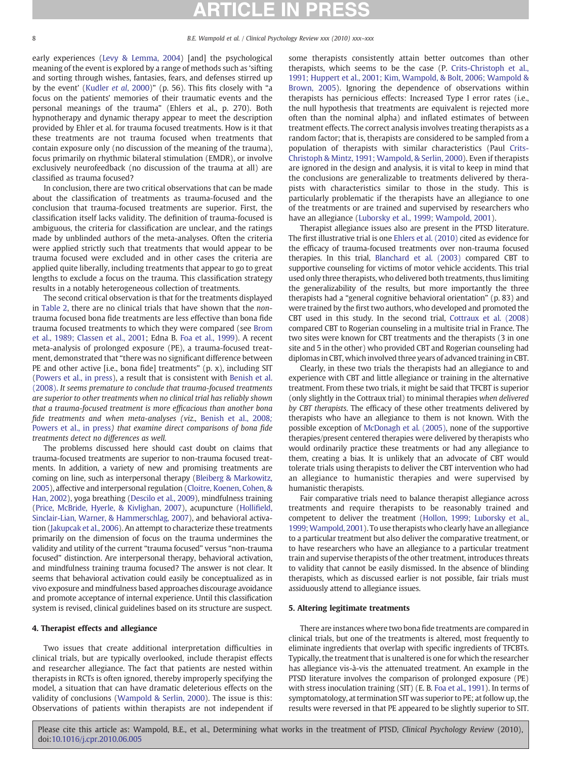early experiences (Levy & Lemma, 2004) [and] the psychological meaning of the event is explored by a range of methods such as 'sifting and sorting through wishes, fantasies, fears, and defenses stirred up by the event' (Kudler *et al*, 2000)" (p. 56). This fits closely with "a focus on the patients' memories of their traumatic events and the personal meanings of the trauma" (Ehlers et al., p. 270). Both hypnotherapy and dynamic therapy appear to meet the description provided by Ehler et al. for trauma focused treatments. How is it that these treatments are not trauma focused when treatments that contain exposure only (no discussion of the meaning of the trauma), focus primarily on rhythmic bilateral stimulation (EMDR), or involve exclusively neurofeedback (no discussion of the trauma at all) are classified as trauma focused?

In conclusion, there are two critical observations that can be made about the classification of treatments as trauma-focused and the conclusion that trauma-focused treatments are superior. First, the classification itself lacks validity. The definition of trauma-focused is ambiguous, the criteria for classification are unclear, and the ratings made by unblinded authors of the meta-analyses. Often the criteria were applied strictly such that treatments that would appear to be trauma focused were excluded and in other cases the criteria are applied quite liberally, including treatments that appear to go to great lengths to exclude a focus on the trauma. This classification strategy results in a notably heterogeneous collection of treatments.

The second critical observation is that for the treatments displayed in Table 2, there are no clinical trials that have shown that the *non*-trauma focused bona fide treatments are less effective than bona fide trauma focused treatments to which they were compared (see Brom et al., 1989; Classen et al., 2001; Edna B. Foa et al., 1999). A recent meta-analysis of prolonged exposure (PE), a trauma-focused treatment, demonstrated that "there was no significant difference between PE and other active [i.e., bona fide] treatments" (p. x), including SIT (Powers et al., in press), a result that is consistent with Benish et al. (2008). *It seems premature to conclude that trauma-focused treatments are superior to other treatments when no clinical trial has reliably shown that a trauma-focused treatment is more efficacious than another bona fide treatments and when meta-analyses (viz.,* Benish et al., 2008; Powers et al., in press*) that examine direct comparisons of bona fide treatments detect no differences as well.*

The problems discussed here should cast doubt on claims that trauma-focused treatments are superior to non-trauma focused treatments. In addition, a variety of new and promising treatments are coming on line, such as interpersonal therapy (Bleiberg & Markowitz, 2005), affective and interpersonal regulation (Cloitre, Koenen, Cohen, & Han, 2002), yoga breathing (Descilo et al., 2009), mindfulness training (Price, McBride, Hyerle, & Kivlighan, 2007), acupuncture (Hollifield, Sinclair-Lian, Warner, & Hammerschlag, 2007), and behavioral activation (Jakupcak et al., 2006). An attempt to characterize these treatments primarily on the dimension of focus on the trauma undermines the validity and utility of the current "trauma focused" versus "non-trauma focused" distinction. Are interpersonal therapy, behavioral activation, and mindfulness training trauma focused? The answer is not clear. It seems that behavioral activation could easily be conceptualized as in vivo exposure and mindfulness based approaches discourage avoidance and promote acceptance of internal experience. Until this classification system is revised, clinical guidelines based on its structure are suspect.

## 4. Therapist effects and allegiance

Two issues that create additional interpretation difficulties in clinical trials, but are typically overlooked, include therapist effects and researcher allegiance. The fact that patients are nested within therapists in RCTs is often ignored, thereby improperly specifying the model, a situation that can have dramatic deleterious effects on the validity of conclusions (Wampold & Serlin, 2000). The issue is this: Observations of patients within therapists are not independent if some therapists consistently attain better outcomes than other therapists, which seems to be the case (P. Crits-Christoph et al., 1991; Huppert et al., 2001; Kim, Wampold, & Bolt, 2006; Wampold & Brown, 2005). Ignoring the dependence of observations within therapists has pernicious effects: Increased Type I error rates (i.e., the null hypothesis that treatments are equivalent is rejected more often than the nominal alpha) and inflated estimates of between treatment effects. The correct analysis involves treating therapists as a random factor; that is, therapists are considered to be sampled from a population of therapists with similar characteristics (Paul Crits-Christoph & Mintz, 1991; Wampold, & Serlin, 2000). Even if therapists are ignored in the design and analysis, it is vital to keep in mind that the conclusions are generalizable to treatments delivered by therapists with characteristics similar to those in the study. This is particularly problematic if the therapists have an allegiance to one of the treatments or are trained and supervised by researchers who have an allegiance (Luborsky et al., 1999; Wampold, 2001).

Therapist allegiance issues also are present in the PTSD literature. The first illustrative trial is one Ehlers et al. (2010) cited as evidence for the efficacy of trauma-focused treatments over non-trauma focused therapies. In this trial, Blanchard et al. (2003) compared CBT to supportive counseling for victims of motor vehicle accidents. This trial used only three therapists, who delivered both treatments, thus limiting the generalizability of the results, but more importantly the three therapists had a "general cognitive behavioral orientation" (p. 83) and were trained by the first two authors, who developed and promoted the CBT used in this study. In the second trial, Cottraux et al. (2008) compared CBT to Rogerian counseling in a multisite trial in France. The two sites were known for CBT treatments and the therapists (3 in one site and 5 in the other) who provided CBT and Rogerian counseling had diplomas in CBT, which involved three years of advanced training in CBT.

Clearly, in these two trials the therapists had an allegiance to and experience with CBT and little allegiance or training in the alternative treatment. From these two trials, it might be said that TFCBT is superior (only slightly in the Cottraux trial) to minimal therapies *when delivered by CBT therapists.* The efficacy of these other treatments delivered by therapists who have an allegiance to them is not known. With the possible exception of McDonagh et al. (2005), none of the supportive therapies/present centered therapies were delivered by therapists who would ordinarily practice these treatments or had any allegiance to them, creating a bias. It is unlikely that an advocate of CBT would tolerate trials using therapists to deliver the CBT intervention who had an allegiance to humanistic therapies and were supervised by humanistic therapists.

Fair comparative trials need to balance therapist allegiance across treatments and require therapists to be reasonably trained and competent to deliver the treatment (Hollon, 1999; Luborsky et al., 1999; Wampold, 2001). To use therapists who clearly have an allegiance to a particular treatment but also deliver the comparative treatment, or to have researchers who have an allegiance to a particular treatment train and supervise therapists of the other treatment, introduces threats to validity that cannot be easily dismissed. In the absence of blinding therapists, which as discussed earlier is not possible, fair trials must assiduously attend to allegiance issues.

## 5. Altering legitimate treatments

There are instances where two bona fide treatments are compared in clinical trials, but one of the treatments is altered, most frequently to eliminate ingredients that overlap with specific ingredients of TFCBTs. Typically, the treatment that is unaltered is one for which the researcher has allegiance vis-à-vis the attenuated treatment. An example in the PTSD literature involves the comparison of prolonged exposure (PE) with stress inoculation training (SIT) (E. B. Foa et al., 1991). In terms of symptomatology, at termination SIT was superior to PE; at follow up, the results were reversed in that PE appeared to be slightly superior to SIT.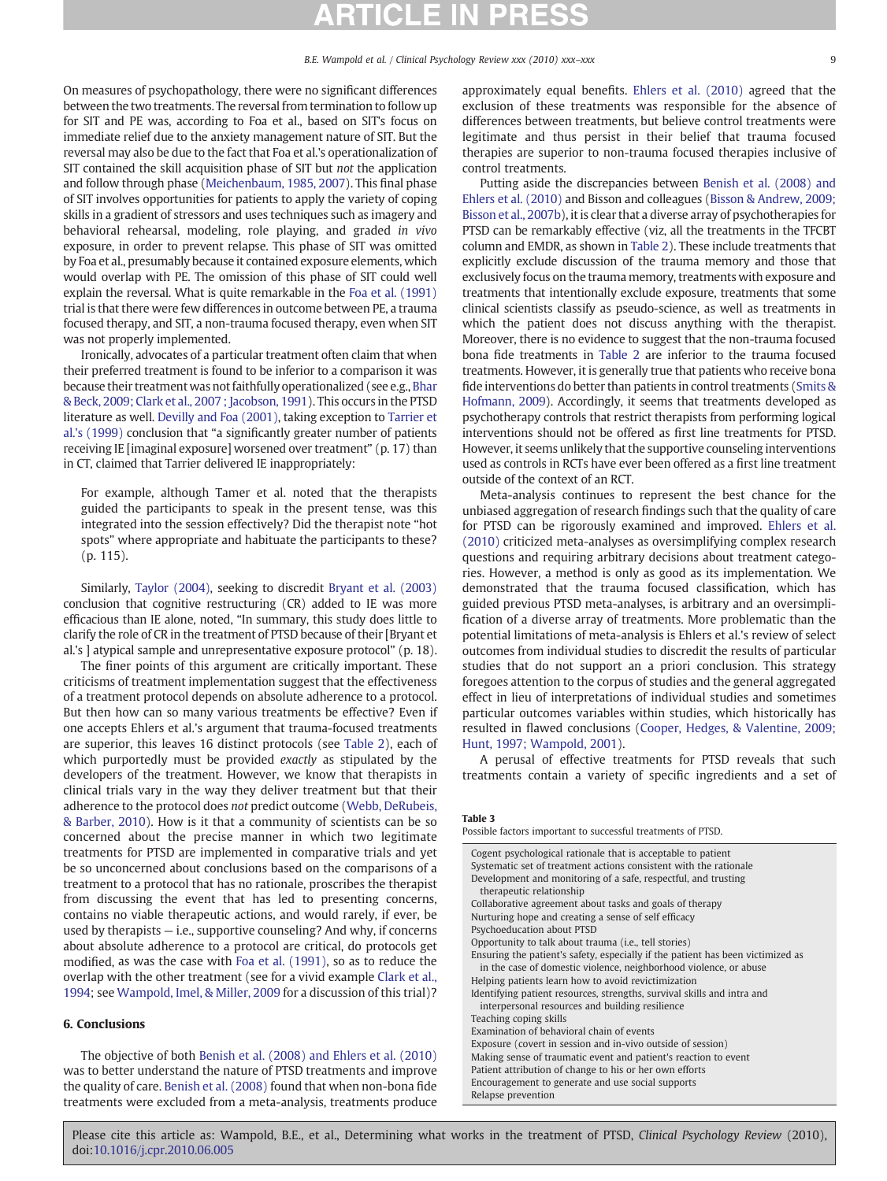On measures of psychopathology, there were no significant differences between the two treatments. The reversal from termination to follow up for SIT and PE was, according to Foa et al., based on SIT's focus on immediate relief due to the anxiety management nature of SIT. But the reversal may also be due to the fact that Foa et al.'s operationalization of SIT contained the skill acquisition phase of SIT but *not* the application and follow through phase (Meichenbaum, 1985, 2007). This final phase of SIT involves opportunities for patients to apply the variety of coping skills in a gradient of stressors and uses techniques such as imagery and behavioral rehearsal, modeling, role playing, and graded *in vivo* exposure, in order to prevent relapse. This phase of SIT was omitted by Foa et al., presumably because it contained exposure elements, which would overlap with PE. The omission of this phase of SIT could well explain the reversal. What is quite remarkable in the Foa et al. (1991) trial is that there were few differences in outcome between PE, a trauma focused therapy, and SIT, a non-trauma focused therapy, even when SIT was not properly implemented.

Ironically, advocates of a particular treatment often claim that when their preferred treatment is found to be inferior to a comparison it was because their treatment was not faithfully operationalized (see e.g., Bhar & Beck, 2009; Clark et al., 2007 ; Jacobson, 1991). This occurs in the PTSD literature as well. Devilly and Foa (2001), taking exception to Tarrier et al.'s (1999) conclusion that "a significantly greater number of patients receiving IE [imaginal exposure] worsened over treatment" (p. 17) than in CT, claimed that Tarrier delivered IE inappropriately:

> For example, although Tamer et al. noted that the therapists guided the participants to speak in the present tense, was this integrated into the session effectively? Did the therapist note "hot spots" where appropriate and habituate the participants to these? (p. 115).

Similarly, Taylor (2004), seeking to discredit Bryant et al. (2003) conclusion that cognitive restructuring (CR) added to IE was more efficacious than IE alone, noted, "In summary, this study does little to clarify the role of CR in the treatment of PTSD because of their [Bryant et al.'s ] atypical sample and unrepresentative exposure protocol" (p. 18).

The finer points of this argument are critically important. These criticisms of treatment implementation suggest that the effectiveness of a treatment protocol depends on absolute adherence to a protocol. But then how can so many various treatments be effective? Even if one accepts Ehlers et al.'s argument that trauma-focused treatments are superior, this leaves 16 distinct protocols (see Table 2), each of which purportedly must be provided *exactly* as stipulated by the developers of the treatment. However, we know that therapists in clinical trials vary in the way they deliver treatment but that their adherence to the protocol does *not* predict outcome (Webb, DeRubeis, & Barber, 2010). How is it that a community of scientists can be so concerned about the precise manner in which two legitimate treatments for PTSD are implemented in comparative trials and yet be so unconcerned about conclusions based on the comparisons of a treatment to a protocol that has no rationale, proscribes the therapist from discussing the event that has led to presenting concerns, contains no viable therapeutic actions, and would rarely, if ever, be used by therapists — i.e., supportive counseling? And why, if concerns about absolute adherence to a protocol are critical, do protocols get modified, as was the case with Foa et al. (1991), so as to reduce the overlap with the other treatment (see for a vivid example Clark et al., 1994; see Wampold, Imel, & Miller, 2009 for a discussion of this trial)?

## 6. Conclusions

The objective of both Benish et al. (2008) and Ehlers et al. (2010) was to better understand the nature of PTSD treatments and improve the quality of care. Benish et al. (2008) found that when non-bona fide treatments were excluded from a meta-analysis, treatments produce approximately equal benefits. Ehlers et al. (2010) agreed that the exclusion of these treatments was responsible for the absence of differences between treatments, but believe control treatments were legitimate and thus persist in their belief that trauma focused therapies are superior to non-trauma focused therapies inclusive of control treatments.

Putting aside the discrepancies between Benish et al. (2008) and Ehlers et al. (2010) and Bisson and colleagues (Bisson & Andrew, 2009; Bisson et al., 2007b), it is clear that a diverse array of psychotherapies for PTSD can be remarkably effective (viz, all the treatments in the TFCBT column and EMDR, as shown in Table 2). These include treatments that explicitly exclude discussion of the trauma memory and those that exclusively focus on the trauma memory, treatments with exposure and treatments that intentionally exclude exposure, treatments that some clinical scientists classify as pseudo-science, as well as treatments in which the patient does not discuss anything with the therapist. Moreover, there is no evidence to suggest that the non-trauma focused bona fide treatments in Table 2 are inferior to the trauma focused treatments. However, it is generally true that patients who receive bona fide interventions do better than patients in control treatments (Smits & Hofmann, 2009). Accordingly, it seems that treatments developed as psychotherapy controls that restrict therapists from performing logical interventions should not be offered as first line treatments for PTSD. However, it seems unlikely that the supportive counseling interventions used as controls in RCTs have ever been offered as a first line treatment outside of the context of an RCT.

Meta-analysis continues to represent the best chance for the unbiased aggregation of research findings such that the quality of care for PTSD can be rigorously examined and improved. Ehlers et al. (2010) criticized meta-analyses as oversimplifying complex research questions and requiring arbitrary decisions about treatment categories. However, a method is only as good as its implementation. We demonstrated that the trauma focused classification, which has guided previous PTSD meta-analyses, is arbitrary and an oversimplification of a diverse array of treatments. More problematic than the potential limitations of meta-analysis is Ehlers et al.'s review of select outcomes from individual studies to discredit the results of particular studies that do not support an a priori conclusion. This strategy foregoes attention to the corpus of studies and the general aggregated effect in lieu of interpretations of individual studies and sometimes particular outcomes variables within studies, which historically has resulted in flawed conclusions (Cooper, Hedges, & Valentine, 2009; Hunt, 1997; Wampold, 2001).

A perusal of effective treatments for PTSD reveals that such treatments contain a variety of specific ingredients and a set of

**Table 3**
Possible factors important to successful treatments of PTSD.

| |
|---|
| Cogent psychological rationale that is acceptable to patient |
| Systematic set of treatment actions consistent with the rationale |
| Development and monitoring of a safe, respectful, and trusting therapeutic relationship |
| Collaborative agreement about tasks and goals of therapy |
| Nurturing hope and creating a sense of self efficacy |
| Psychoeducation about PTSD |
| Opportunity to talk about trauma (i.e., tell stories) |
| Ensuring the patient's safety, especially if the patient has been victimized as in the case of domestic violence, neighborhood violence, or abuse |
| Helping patients learn how to avoid revictimization |
| Identifying patient resources, strengths, survival skills and intra and interpersonal resources and building resilience |
| Teaching coping skills |
| Examination of behavioral chain of events |
| Exposure (covert in session and in-vivo outside of session) |
| Making sense of traumatic event and patient's reaction to event |
| Patient attribution of change to his or her own efforts |
| Encouragement to generate and use social supports |
| Relapse prevention |

Please cite this article as: Wampold, B.E., et al., Determining what works in the treatment of PTSD, *Clinical Psychology Review* (2010), doi:10.1016/j.cpr.2010.06.005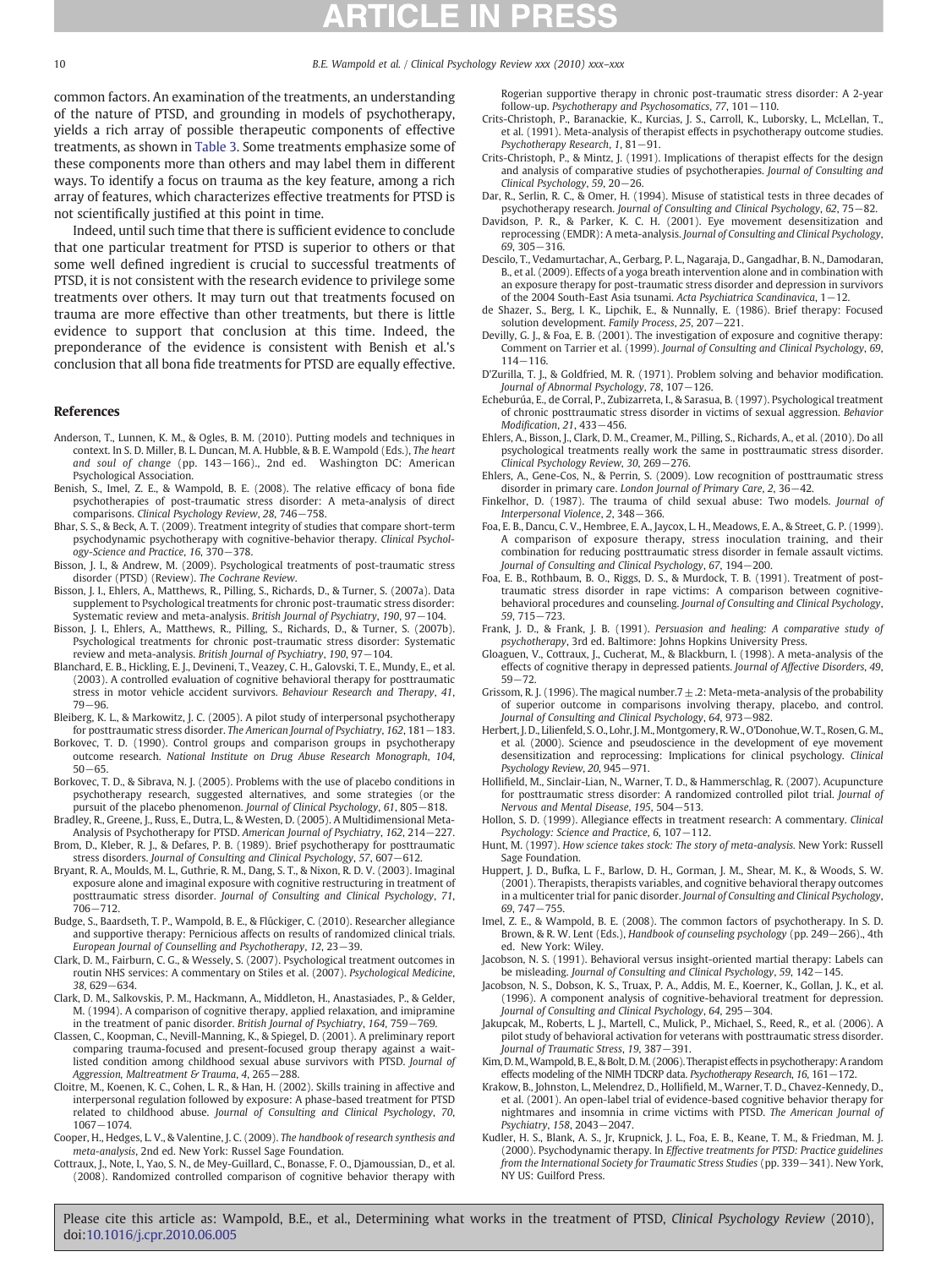common factors. An examination of the treatments, an understanding of the nature of PTSD, and grounding in models of psychotherapy, yields a rich array of possible therapeutic components of effective treatments, as shown in Table 3. Some treatments emphasize some of these components more than others and may label them in different ways. To identify a focus on trauma as the key feature, among a rich array of features, which characterizes effective treatments for PTSD is not scientifically justified at this point in time.

Indeed, until such time that there is sufficient evidence to conclude that one particular treatment for PTSD is superior to others or that some well defined ingredient is crucial to successful treatments of PTSD, it is not consistent with the research evidence to privilege some treatments over others. It may turn out that treatments focused on trauma are more effective than other treatments, but there is little evidence to support that conclusion at this time. Indeed, the preponderance of the evidence is consistent with Benish et al.'s conclusion that all bona fide treatments for PTSD are equally effective.

## References

Anderson, T., Lunnen, K. M., & Ogles, B. M. (2010). Putting models and techniques in context. In S. D. Miller, B. L. Duncan, M. A. Hubble, & B. E. Wampold (Eds.), *The heart and soul of change* (pp. 143−166)., 2nd ed. Washington DC: American Psychological Association.

Benish, S., Imel, Z. E., & Wampold, B. E. (2008). The relative efficacy of bona fide psychotherapies of post-traumatic stress disorder: A meta-analysis of direct comparisons. *Clinical Psychology Review*, *28*, 746−758.

Bhar, S. S., & Beck, A. T. (2009). Treatment integrity of studies that compare short-term psychodynamic psychotherapy with cognitive-behavior therapy. *Clinical Psychology-Science and Practice*, *16*, 370−378.

Bisson, J. I., & Andrew, M. (2009). Psychological treatments of post-traumatic stress disorder (PTSD) (Review). *The Cochrane Review*.

Bisson, J. I., Ehlers, A., Matthews, R., Pilling, S., Richards, D., & Turner, S. (2007a). Data supplement to Psychological treatments for chronic post-traumatic stress disorder: Systematic review and meta-analysis. *British Journal of Psychiatry*, *190*, 97−104.

Bisson, J. I., Ehlers, A., Matthews, R., Pilling, S., Richards, D., & Turner, S. (2007b). Psychological treatments for chronic post-traumatic stress disorder: Systematic review and meta-analysis. *British Journal of Psychiatry*, *190*, 97−104.

Blanchard, E. B., Hickling, E. J., Devineni, T., Veazey, C. H., Galovski, T. E., Mundy, E., et al. (2003). A controlled evaluation of cognitive behavioral therapy for posttraumatic stress in motor vehicle accident survivors. *Behaviour Research and Therapy*, *41*, 79−96.

Bleiberg, K. L., & Markowitz, J. C. (2005). A pilot study of interpersonal psychotherapy for posttraumatic stress disorder. *The American Journal of Psychiatry*, *162*, 181−183.

Borkovec, T. D. (1990). Control groups and comparison groups in psychotherapy outcome research. *National Institute on Drug Abuse Research Monograph*, *104*, 50−65.

Borkovec, T. D., & Sibrava, N. J. (2005). Problems with the use of placebo conditions in psychotherapy research, suggested alternatives, and some strategies (or the pursuit of the placebo phenomenon. *Journal of Clinical Psychology*, *61*, 805−818.

Bradley, R., Greene, J., Russ, E., Dutra, L., & Westen, D. (2005). A Multidimensional Meta-Analysis of Psychotherapy for PTSD. *American Journal of Psychiatry*, *162*, 214−227.

Brom, D., Kleber, R. J., & Defares, P. B. (1989). Brief psychotherapy for posttraumatic stress disorders. *Journal of Consulting and Clinical Psychology*, *57*, 607−612.

Bryant, R. A., Moulds, M. L., Guthrie, R. M., Dang, S. T., & Nixon, R. D. V. (2003). Imaginal exposure alone and imaginal exposure with cognitive restructuring in treatment of posttraumatic stress disorder. *Journal of Consulting and Clinical Psychology*, *71*, 706−712.

Budge, S., Baardseth, T. P., Wampold, B. E., & Flückiger, C. (2010). Researcher allegiance and supportive therapy: Pernicious affects on results of randomized clinical trials. *European Journal of Counselling and Psychotherapy*, *12*, 23−39.

Clark, D. M., Fairburn, C. G., & Wessely, S. (2007). Psychological treatment outcomes in routin NHS services: A commentary on Stiles et al. (2007). *Psychological Medicine*, *38*, 629−634.

Clark, D. M., Salkovskis, P. M., Hackmann, A., Middleton, H., Anastasiades, P., & Gelder, M. (1994). A comparison of cognitive therapy, applied relaxation, and imipramine in the treatment of panic disorder. *British Journal of Psychiatry*, *164*, 759−769.

Classen, C., Koopman, C., Nevill-Manning, K., & Spiegel, D. (2001). A preliminary report comparing trauma-focused and present-focused group therapy against a wait-listed condition among childhood sexual abuse survivors with PTSD. *Journal of Aggression, Maltreatment & Trauma*, *4*, 265−288.

Cloitre, M., Koenen, K. C., Cohen, L. R., & Han, H. (2002). Skills training in affective and interpersonal regulation followed by exposure: A phase-based treatment for PTSD related to childhood abuse. *Journal of Consulting and Clinical Psychology*, *70*, 1067−1074.

Cooper, H., Hedges, L. V., & Valentine, J. C. (2009). *The handbook of research synthesis and meta-analysis*, 2nd ed. New York: Russel Sage Foundation.

Cottraux, J., Note, I., Yao, S. N., de Mey-Guillard, C., Bonasse, F. O., Djamoussian, D., et al. (2008). Randomized controlled comparison of cognitive behavior therapy with Rogerian supportive therapy in chronic post-traumatic stress disorder: A 2-year follow-up. *Psychotherapy and Psychosomatics*, *77*, 101−110.

Crits-Christoph, P., Baranackie, K., Kurcias, J. S., Carroll, K., Luborsky, L., McLellan, T., et al. (1991). Meta-analysis of therapist effects in psychotherapy outcome studies. *Psychotherapy Research*, *1*, 81−91.

Crits-Christoph, P., & Mintz, J. (1991). Implications of therapist effects for the design and analysis of comparative studies of psychotherapies. *Journal of Consulting and Clinical Psychology*, *59*, 20−26.

Dar, R., Serlin, R. C., & Omer, H. (1994). Misuse of statistical tests in three decades of psychotherapy research. *Journal of Consulting and Clinical Psychology*, *62*, 75−82.

Davidson, P. R., & Parker, K. C. H. (2001). Eye movement desensitization and reprocessing (EMDR): A meta-analysis. *Journal of Consulting and Clinical Psychology*, *69*, 305−316.

Descilo, T., Vedamurtachar, A., Gerbarg, P. L., Nagaraja, D., Gangadhar, B. N., Damodaran, B., et al. (2009). Effects of a yoga breath intervention alone and in combination with an exposure therapy for post-traumatic stress disorder and depression in survivors of the 2004 South-East Asia tsunami. *Acta Psychiatrica Scandinavica*, 1−12.

de Shazer, S., Berg, I. K., Lipchik, E., & Nunnally, E. (1986). Brief therapy: Focused solution development. *Family Process*, *25*, 207−221.

Devilly, G. J., & Foa, E. B. (2001). The investigation of exposure and cognitive therapy: Comment on Tarrier et al. (1999). *Journal of Consulting and Clinical Psychology*, *69*, 114−116.

D'Zurilla, T. J., & Goldfried, M. R. (1971). Problem solving and behavior modification. *Journal of Abnormal Psychology*, *78*, 107−126.

Echeburúa, E., de Corral, P., Zubizarreta, I., & Sarasua, B. (1997). Psychological treatment of chronic posttraumatic stress disorder in victims of sexual aggression. *Behavior Modification*, *21*, 433−456.

Ehlers, A., Bisson, J., Clark, D. M., Creamer, M., Pilling, S., Richards, A., et al. (2010). Do all psychological treatments really work the same in posttraumatic stress disorder. *Clinical Psychology Review*, *30*, 269−276.

Ehlers, A., Gene-Cos, N., & Perrin, S. (2009). Low recognition of posttraumatic stress disorder in primary care. *London Journal of Primary Care*, *2*, 36−42.

Finkelhor, D. (1987). The trauma of child sexual abuse: Two models. *Journal of Interpersonal Violence*, *2*, 348−366.

Foa, E. B., Dancu, C. V., Hembree, E. A., Jaycox, L. H., Meadows, E. A., & Street, G. P. (1999). A comparison of exposure therapy, stress inoculation training, and their combination for reducing posttraumatic stress disorder in female assault victims. *Journal of Consulting and Clinical Psychology*, *67*, 194−200.

Foa, E. B., Rothbaum, B. O., Riggs, D. S., & Murdock, T. B. (1991). Treatment of post-traumatic stress disorder in rape victims: A comparison between cognitive-behavioral procedures and counseling. *Journal of Consulting and Clinical Psychology*, *59*, 715−723.

Frank, J. D., & Frank, J. B. (1991). *Persuasion and healing: A comparative study of psychotherapy*, 3rd ed. Baltimore: Johns Hopkins University Press.

Gloaguen, V., Cottraux, J., Cucherat, M., & Blackburn, I. (1998). A meta-analysis of the effects of cognitive therapy in depressed patients. *Journal of Affective Disorders*, *49*, 59−72.

Grissom, R. J. (1996). The magical number.7 ± .2: Meta-meta-analysis of the probability of superior outcome in comparisons involving therapy, placebo, and control. *Journal of Consulting and Clinical Psychology*, *64*, 973−982.

Herbert, J. D., Lilienfeld, S. O., Lohr, J. M., Montgomery, R. W., O'Donohue, W. T., Rosen, G. M., et al. (2000). Science and pseudoscience in the development of eye movement desensitization and reprocessing: Implications for clinical psychology. *Clinical Psychology Review*, *20*, 945−971.

Hollifield, M., Sinclair-Lian, N., Warner, T. D., & Hammerschlag, R. (2007). Acupuncture for posttraumatic stress disorder: A randomized controlled pilot trial. *Journal of Nervous and Mental Disease*, *195*, 504−513.

Hollon, S. D. (1999). Allegiance effects in treatment research: A commentary. *Clinical Psychology: Science and Practice*, *6*, 107−112.

Hunt, M. (1997). *How science takes stock: The story of meta-analysis*. New York: Russell Sage Foundation.

Huppert, J. D., Bufka, L. F., Barlow, D. H., Gorman, J. M., Shear, M. K., & Woods, S. W. (2001). Therapists, therapists variables, and cognitive behavioral therapy outcomes in a multicenter trial for panic disorder. *Journal of Consulting and Clinical Psychology*, *69*, 747−755.

Imel, Z. E., & Wampold, B. E. (2008). The common factors of psychotherapy. In S. D. Brown, & R. W. Lent (Eds.), *Handbook of counseling psychology* (pp. 249−266)., 4th ed. New York: Wiley.

Jacobson, N. S. (1991). Behavioral versus insight-oriented martial therapy: Labels can be misleading. *Journal of Consulting and Clinical Psychology*, *59*, 142−145.

Jacobson, N. S., Dobson, K. S., Truax, P. A., Addis, M. E., Koerner, K., Gollan, J. K., et al. (1996). A component analysis of cognitive-behavioral treatment for depression. *Journal of Consulting and Clinical Psychology*, *64*, 295−304.

Jakupcak, M., Roberts, L. J., Martell, C., Mulick, P., Michael, S., Reed, R., et al. (2006). A pilot study of behavioral activation for veterans with posttraumatic stress disorder. *Journal of Traumatic Stress*, *19*, 387−391.

Kim, D. M., Wampold, B. E., & Bolt, D. M. (2006). Therapist effects in psychotherapy: A random effects modeling of the NIMH TDCRP data. *Psychotherapy Research*, *16*, 161−172.

Krakow, B., Johnston, L., Melendrez, D., Hollifield, M., Warner, T. D., Chavez-Kennedy, D., et al. (2001). An open-label trial of evidence-based cognitive behavior therapy for nightmares and insomnia in crime victims with PTSD. *The American Journal of Psychiatry*, *158*, 2043−2047.

Kudler, H. S., Blank, A. S., Jr, Krupnick, J. L., Foa, E. B., Keane, T. M., & Friedman, M. J. (2000). Psychodynamic therapy. In *Effective treatments for PTSD: Practice guidelines from the International Society for Traumatic Stress Studies* (pp. 339−341). New York, NY US: Guilford Press.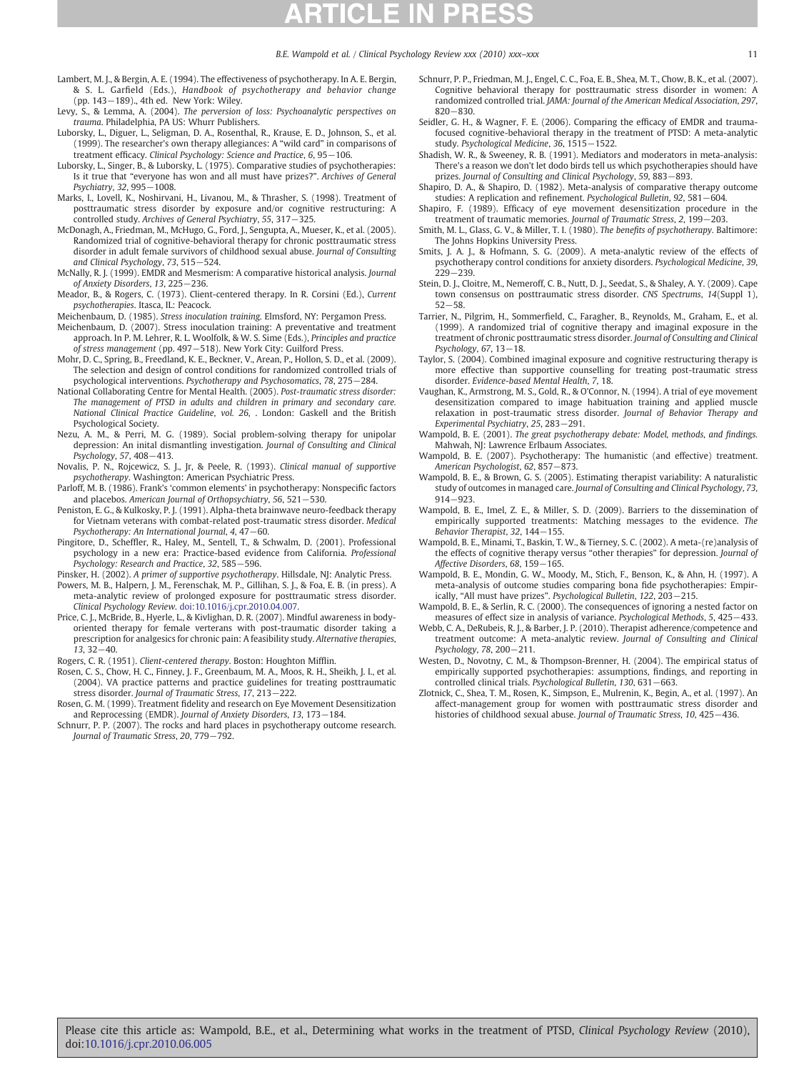Lambert, M. J., & Bergin, A. E. (1994). The effectiveness of psychotherapy. In A. E. Bergin, & S. L. Garfield (Eds.), *Handbook of psychotherapy and behavior change* (pp. 143−189)., 4th ed. New York: Wiley.

Levy, S., & Lemma, A. (2004). *The perversion of loss: Psychoanalytic perspectives on trauma*. Philadelphia, PA US: Whurr Publishers.

Luborsky, L., Diguer, L., Seligman, D. A., Rosenthal, R., Krause, E. D., Johnson, S., et al. (1999). The researcher's own therapy allegiances: A "wild card" in comparisons of treatment efficacy. *Clinical Psychology: Science and Practice*, *6*, 95−106.

Luborsky, L., Singer, B., & Luborsky, L. (1975). Comparative studies of psychotherapies: Is it true that "everyone has won and all must have prizes?". *Archives of General Psychiatry*, *32*, 995−1008.

Marks, I., Lovell, K., Noshirvani, H., Livanou, M., & Thrasher, S. (1998). Treatment of posttraumatic stress disorder by exposure and/or cognitive restructuring: A controlled study. *Archives of General Psychiatry*, *55*, 317−325.

McDonagh, A., Friedman, M., McHugo, G., Ford, J., Sengupta, A., Mueser, K., et al. (2005). Randomized trial of cognitive-behavioral therapy for chronic posttraumatic stress disorder in adult female survivors of childhood sexual abuse. *Journal of Consulting and Clinical Psychology*, *73*, 515−524.

McNally, R. J. (1999). EMDR and Mesmerism: A comparative historical analysis. *Journal of Anxiety Disorders*, *13*, 225−236.

Meador, B., & Rogers, C. (1973). Client-centered therapy. In R. Corsini (Ed.), *Current psychotherapies*. Itasca, IL: Peacock.

Meichenbaum, D. (1985). *Stress inoculation training*. Elmsford, NY: Pergamon Press.

Meichenbaum, D. (2007). Stress inoculation training: A preventative and treatment approach. In P. M. Lehrer, R. L. Woolfolk, & W. S. Sime (Eds.), *Principles and practice of stress management* (pp. 497−518). New York City: Guilford Press.

Mohr, D. C., Spring, B., Freedland, K. E., Beckner, V., Arean, P., Hollon, S. D., et al. (2009). The selection and design of control conditions for randomized controlled trials of psychological interventions. *Psychotherapy and Psychosomatics*, *78*, 275−284.

National Collaborating Centre for Mental Health. (2005). *Post-traumatic stress disorder: The management of PTSD in adults and children in primary and secondary care. National Clinical Practice Guideline, vol. 26*, . London: Gaskell and the British Psychological Society.

Nezu, A. M., & Perri, M. G. (1989). Social problem-solving therapy for unipolar depression: An inital dismantling investigation. *Journal of Consulting and Clinical Psychology*, *57*, 408−413.

Novalis, P. N., Rojcewicz, S. J., Jr, & Peele, R. (1993). *Clinical manual of supportive psychotherapy*. Washington: American Psychiatric Press.

Parloff, M. B. (1986). Frank's 'common elements' in psychotherapy: Nonspecific factors and placebos. *American Journal of Orthopsychiatry*, *56*, 521−530.

Peniston, E. G., & Kulkosky, P. J. (1991). Alpha-theta brainwave neuro-feedback therapy for Vietnam veterans with combat-related post-traumatic stress disorder. *Medical Psychotherapy: An International Journal*, *4*, 47−60.

Pingitore, D., Scheffler, R., Haley, M., Sentell, T., & Schwalm, D. (2001). Professional psychology in a new era: Practice-based evidence from California. *Professional Psychology: Research and Practice*, *32*, 585−596.

Pinsker, H. (2002). *A primer of supportive psychotherapy*. Hillsdale, NJ: Analytic Press.

Powers, M. B., Halpern, J. M., Ferenschak, M. P., Gillihan, S. J., & Foa, E. B. (in press). A meta-analytic review of prolonged exposure for posttraumatic stress disorder. *Clinical Psychology Review*. doi:10.1016/j.cpr.2010.04.007.

Price, C. J., McBride, B., Hyerle, L., & Kivlighan, D. R. (2007). Mindful awareness in body-oriented therapy for female verterans with post-traumatic disorder taking a prescription for analgesics for chronic pain: A feasibility study. *Alternative therapies*, *13*, 32−40.

Rogers, C. R. (1951). *Client-centered therapy*. Boston: Houghton Mifflin.

Rosen, C. S., Chow, H. C., Finney, J. F., Greenbaum, M. A., Moos, R. H., Sheikh, J. I., et al. (2004). VA practice patterns and practice guidelines for treating posttraumatic stress disorder. *Journal of Traumatic Stress*, *17*, 213−222.

Rosen, G. M. (1999). Treatment fidelity and research on Eye Movement Desensitization and Reprocessing (EMDR). *Journal of Anxiety Disorders*, *13*, 173−184.

Schnurr, P. P. (2007). The rocks and hard places in psychotherapy outcome research. *Journal of Traumatic Stress*, *20*, 779−792.

Schnurr, P. P., Friedman, M. J., Engel, C. C., Foa, E. B., Shea, M. T., Chow, B. K., et al. (2007). Cognitive behavioral therapy for posttraumatic stress disorder in women: A randomized controlled trial. *JAMA: Journal of the American Medical Association*, *297*, 820−830.

Seidler, G. H., & Wagner, F. E. (2006). Comparing the efficacy of EMDR and trauma-focused cognitive-behavioral therapy in the treatment of PTSD: A meta-analytic study. *Psychological Medicine*, *36*, 1515−1522.

Shadish, W. R., & Sweeney, R. B. (1991). Mediators and moderators in meta-analysis: There's a reason we don't let dodo birds tell us which psychotherapies should have prizes. *Journal of Consulting and Clinical Psychology*, *59*, 883−893.

Shapiro, D. A., & Shapiro, D. (1982). Meta-analysis of comparative therapy outcome studies: A replication and refinement. *Psychological Bulletin*, *92*, 581−604.

Shapiro, F. (1989). Efficacy of eye movement desensitization procedure in the treatment of traumatic memories. *Journal of Traumatic Stress*, *2*, 199−203.

Smith, M. L., Glass, G. V., & Miller, T. I. (1980). *The benefits of psychotherapy*. Baltimore: The Johns Hopkins University Press.

Smits, J. A. J., & Hofmann, S. G. (2009). A meta-analytic review of the effects of psychotherapy control conditions for anxiety disorders. *Psychological Medicine*, *39*, 229−239.

Stein, D. J., Cloitre, M., Nemeroff, C. B., Nutt, D. J., Seedat, S., & Shaley, A. Y. (2009). Cape town consensus on posttraumatic stress disorder. *CNS Spectrums*, *14*(Suppl 1), 52−58.

Tarrier, N., Pilgrim, H., Sommerfield, C., Faragher, B., Reynolds, M., Graham, E., et al. (1999). A randomized trial of cognitive therapy and imaginal exposure in the treatment of chronic posttraumatic stress disorder. *Journal of Consulting and Clinical Psychology*, *67*, 13−18.

Taylor, S. (2004). Combined imaginal exposure and cognitive restructuring therapy is more effective than supportive counselling for treating post-traumatic stress disorder. *Evidence-based Mental Health*, *7*, 18.

Vaughan, K., Armstrong, M. S., Gold, R., & O'Connor, N. (1994). A trial of eye movement desensitization compared to image habituation training and applied muscle relaxation in post-traumatic stress disorder. *Journal of Behavior Therapy and Experimental Psychiatry*, *25*, 283−291.

Wampold, B. E. (2001). *The great psychotherapy debate: Model, methods, and findings*. Mahwah, NJ: Lawrence Erlbaum Associates.

Wampold, B. E. (2007). Psychotherapy: The humanistic (and effective) treatment. *American Psychologist*, *62*, 857−873.

Wampold, B. E., & Brown, G. S. (2005). Estimating therapist variability: A naturalistic study of outcomes in managed care. *Journal of Consulting and Clinical Psychology*, *73*, 914−923.

Wampold, B. E., Imel, Z. E., & Miller, S. D. (2009). Barriers to the dissemination of empirically supported treatments: Matching messages to the evidence. *The Behavior Therapist*, *32*, 144−155.

Wampold, B. E., Minami, T., Baskin, T. W., & Tierney, S. C. (2002). A meta-(re)analysis of the effects of cognitive therapy versus "other therapies" for depression. *Journal of Affective Disorders*, *68*, 159−165.

Wampold, B. E., Mondin, G. W., Moody, M., Stich, F., Benson, K., & Ahn, H. (1997). A meta-analysis of outcome studies comparing bona fide psychotherapies: Empirically, "All must have prizes". *Psychological Bulletin*, *122*, 203−215.

Wampold, B. E., & Serlin, R. C. (2000). The consequences of ignoring a nested factor on measures of effect size in analysis of variance. *Psychological Methods*, *5*, 425−433.

Webb, C. A., DeRubeis, R. J., & Barber, J. P. (2010). Therapist adherence/competence and treatment outcome: A meta-analytic review. *Journal of Consulting and Clinical Psychology*, *78*, 200−211.

Westen, D., Novotny, C. M., & Thompson-Brenner, H. (2004). The empirical status of empirically supported psychotherapies: assumptions, findings, and reporting in controlled clinical trials. *Psychological Bulletin*, *130*, 631−663.

Zlotnick, C., Shea, T. M., Rosen, K., Simpson, E., Mulrenin, K., Begin, A., et al. (1997). An affect-management group for women with posttraumatic stress disorder and histories of childhood sexual abuse. *Journal of Traumatic Stress*, *10*, 425−436.